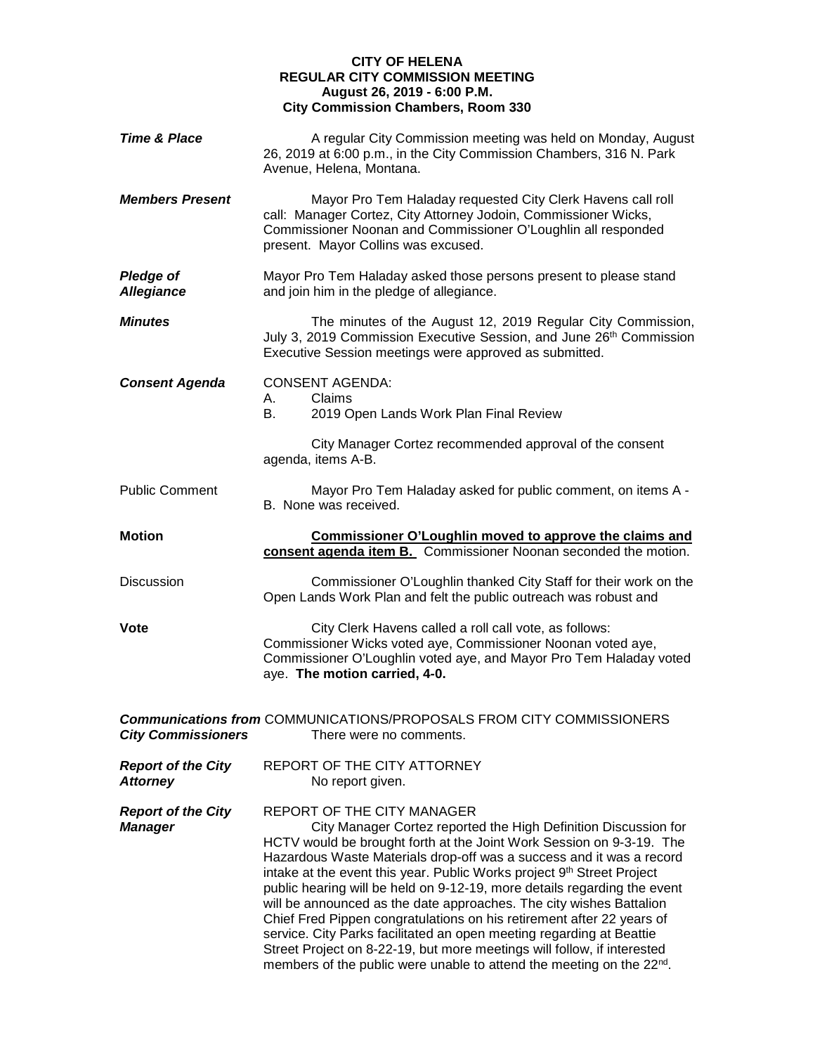**CITY OF HELENA**
**REGULAR CITY COMMISSION MEETING**
**August 26, 2019 - 6:00 P.M.**
**City Commission Chambers, Room 330**

***Time & Place***

A regular City Commission meeting was held on Monday, August 26, 2019 at 6:00 p.m., in the City Commission Chambers, 316 N. Park Avenue, Helena, Montana.

***Members Present***

Mayor Pro Tem Haladay requested City Clerk Havens call roll call: Manager Cortez, City Attorney Jodoin, Commissioner Wicks, Commissioner Noonan and Commissioner O'Loughlin all responded present. Mayor Collins was excused.

***Pledge of Allegiance***

Mayor Pro Tem Haladay asked those persons present to please stand and join him in the pledge of allegiance.

***Minutes***

The minutes of the August 12, 2019 Regular City Commission, July 3, 2019 Commission Executive Session, and June 26th Commission Executive Session meetings were approved as submitted.

***Consent Agenda***

CONSENT AGENDA:

A. Claims
B. 2019 Open Lands Work Plan Final Review

City Manager Cortez recommended approval of the consent agenda, items A-B.

Public Comment

Mayor Pro Tem Haladay asked for public comment, on items A - B. None was received.

**Motion**

**Commissioner O'Loughlin moved to approve the claims and consent agenda item B.** Commissioner Noonan seconded the motion.

Discussion

Commissioner O'Loughlin thanked City Staff for their work on the Open Lands Work Plan and felt the public outreach was robust and

**Vote**

City Clerk Havens called a roll call vote, as follows: Commissioner Wicks voted aye, Commissioner Noonan voted aye, Commissioner O'Loughlin voted aye, and Mayor Pro Tem Haladay voted aye. **The motion carried, 4-0.**

***Communications from City Commissioners***

COMMUNICATIONS/PROPOSALS FROM CITY COMMISSIONERS

There were no comments.

***Report of the City Attorney***

REPORT OF THE CITY ATTORNEY

No report given.

***Report of the City Manager***

REPORT OF THE CITY MANAGER

City Manager Cortez reported the High Definition Discussion for HCTV would be brought forth at the Joint Work Session on 9-3-19. The Hazardous Waste Materials drop-off was a success and it was a record intake at the event this year. Public Works project 9th Street Project public hearing will be held on 9-12-19, more details regarding the event will be announced as the date approaches. The city wishes Battalion Chief Fred Pippen congratulations on his retirement after 22 years of service. City Parks facilitated an open meeting regarding at Beattie Street Project on 8-22-19, but more meetings will follow, if interested members of the public were unable to attend the meeting on the 22nd.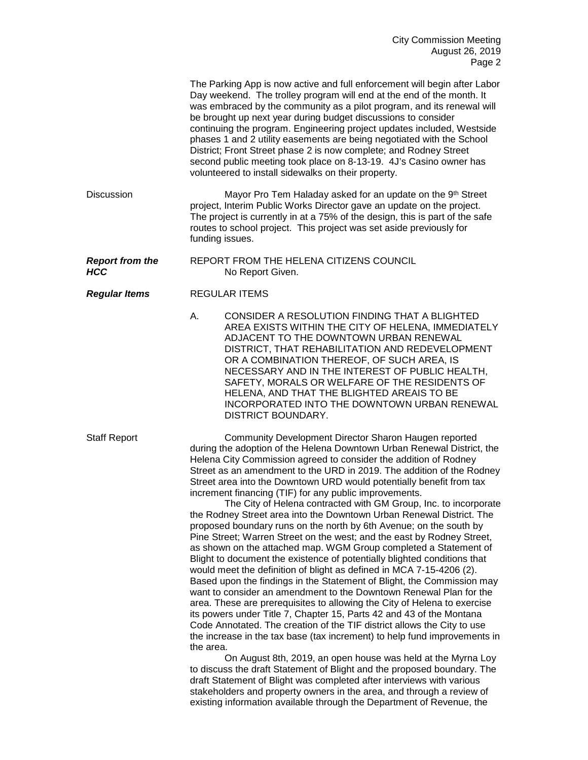The Parking App is now active and full enforcement will begin after Labor Day weekend. The trolley program will end at the end of the month. It was embraced by the community as a pilot program, and its renewal will be brought up next year during budget discussions to consider continuing the program. Engineering project updates included, Westside phases 1 and 2 utility easements are being negotiated with the School District; Front Street phase 2 is now complete; and Rodney Street second public meeting took place on 8-13-19. 4J's Casino owner has volunteered to install sidewalks on their property.

Discussion

Mayor Pro Tem Haladay asked for an update on the 9th Street project, Interim Public Works Director gave an update on the project. The project is currently in at a 75% of the design, this is part of the safe routes to school project. This project was set aside previously for funding issues.

***Report from the HCC***

REPORT FROM THE HELENA CITIZENS COUNCIL
No Report Given.

***Regular Items***

REGULAR ITEMS

A. CONSIDER A RESOLUTION FINDING THAT A BLIGHTED AREA EXISTS WITHIN THE CITY OF HELENA, IMMEDIATELY ADJACENT TO THE DOWNTOWN URBAN RENEWAL DISTRICT, THAT REHABILITATION AND REDEVELOPMENT OR A COMBINATION THEREOF, OF SUCH AREA, IS NECESSARY AND IN THE INTEREST OF PUBLIC HEALTH, SAFETY, MORALS OR WELFARE OF THE RESIDENTS OF HELENA, AND THAT THE BLIGHTED AREAIS TO BE INCORPORATED INTO THE DOWNTOWN URBAN RENEWAL DISTRICT BOUNDARY.

Staff Report

Community Development Director Sharon Haugen reported during the adoption of the Helena Downtown Urban Renewal District, the Helena City Commission agreed to consider the addition of Rodney Street as an amendment to the URD in 2019. The addition of the Rodney Street area into the Downtown URD would potentially benefit from tax increment financing (TIF) for any public improvements.

The City of Helena contracted with GM Group, Inc. to incorporate the Rodney Street area into the Downtown Urban Renewal District. The proposed boundary runs on the north by 6th Avenue; on the south by Pine Street; Warren Street on the west; and the east by Rodney Street, as shown on the attached map. WGM Group completed a Statement of Blight to document the existence of potentially blighted conditions that would meet the definition of blight as defined in MCA 7-15-4206 (2). Based upon the findings in the Statement of Blight, the Commission may want to consider an amendment to the Downtown Renewal Plan for the area. These are prerequisites to allowing the City of Helena to exercise its powers under Title 7, Chapter 15, Parts 42 and 43 of the Montana Code Annotated. The creation of the TIF district allows the City to use the increase in the tax base (tax increment) to help fund improvements in the area.

On August 8th, 2019, an open house was held at the Myrna Loy to discuss the draft Statement of Blight and the proposed boundary. The draft Statement of Blight was completed after interviews with various stakeholders and property owners in the area, and through a review of existing information available through the Department of Revenue, the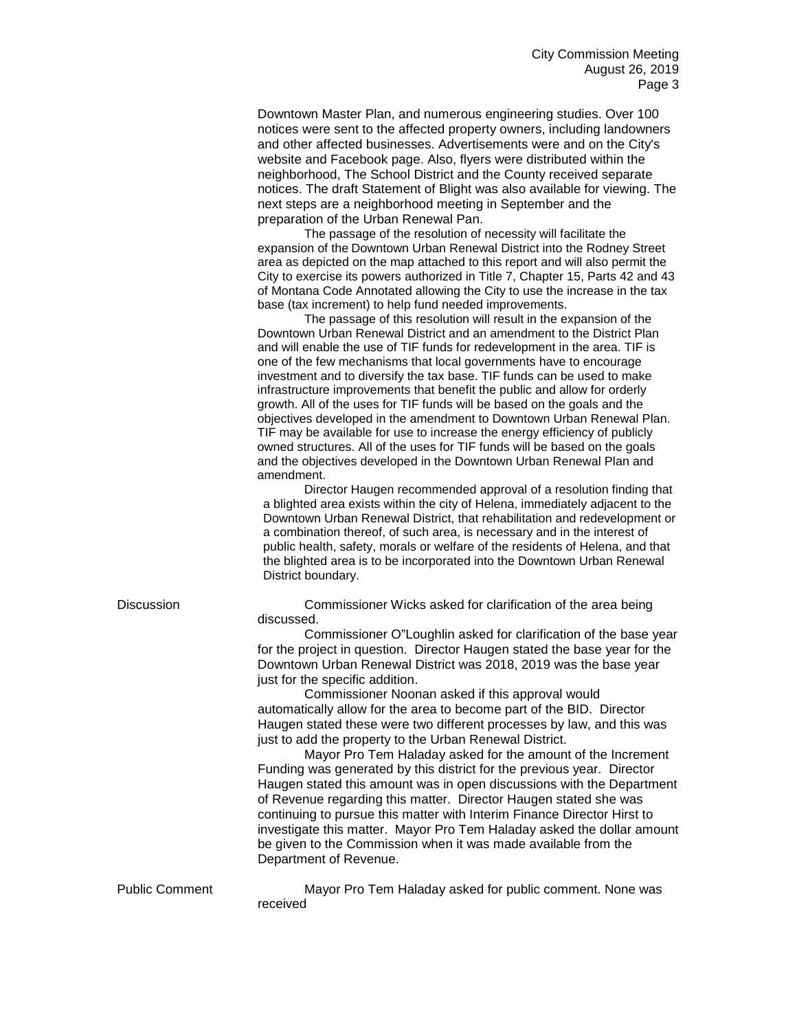Downtown Master Plan, and numerous engineering studies. Over 100 notices were sent to the affected property owners, including landowners and other affected businesses. Advertisements were and on the City's website and Facebook page. Also, flyers were distributed within the neighborhood, The School District and the County received separate notices. The draft Statement of Blight was also available for viewing. The next steps are a neighborhood meeting in September and the preparation of the Urban Renewal Pan.

The passage of the resolution of necessity will facilitate the expansion of the Downtown Urban Renewal District into the Rodney Street area as depicted on the map attached to this report and will also permit the City to exercise its powers authorized in Title 7, Chapter 15, Parts 42 and 43 of Montana Code Annotated allowing the City to use the increase in the tax base (tax increment) to help fund needed improvements.

The passage of this resolution will result in the expansion of the Downtown Urban Renewal District and an amendment to the District Plan and will enable the use of TIF funds for redevelopment in the area. TIF is one of the few mechanisms that local governments have to encourage investment and to diversify the tax base. TIF funds can be used to make infrastructure improvements that benefit the public and allow for orderly growth. All of the uses for TIF funds will be based on the goals and the objectives developed in the amendment to Downtown Urban Renewal Plan. TIF may be available for use to increase the energy efficiency of publicly owned structures. All of the uses for TIF funds will be based on the goals and the objectives developed in the Downtown Urban Renewal Plan and amendment.

Director Haugen recommended approval of a resolution finding that a blighted area exists within the city of Helena, immediately adjacent to the Downtown Urban Renewal District, that rehabilitation and redevelopment or a combination thereof, of such area, is necessary and in the interest of public health, safety, morals or welfare of the residents of Helena, and that the blighted area is to be incorporated into the Downtown Urban Renewal District boundary.

**Discussion**

Commissioner Wicks asked for clarification of the area being discussed.

Commissioner O"Loughlin asked for clarification of the base year for the project in question. Director Haugen stated the base year for the Downtown Urban Renewal District was 2018, 2019 was the base year just for the specific addition.

Commissioner Noonan asked if this approval would automatically allow for the area to become part of the BID. Director Haugen stated these were two different processes by law, and this was just to add the property to the Urban Renewal District.

Mayor Pro Tem Haladay asked for the amount of the Increment Funding was generated by this district for the previous year. Director Haugen stated this amount was in open discussions with the Department of Revenue regarding this matter. Director Haugen stated she was continuing to pursue this matter with Interim Finance Director Hirst to investigate this matter. Mayor Pro Tem Haladay asked the dollar amount be given to the Commission when it was made available from the Department of Revenue.

**Public Comment**

Mayor Pro Tem Haladay asked for public comment. None was received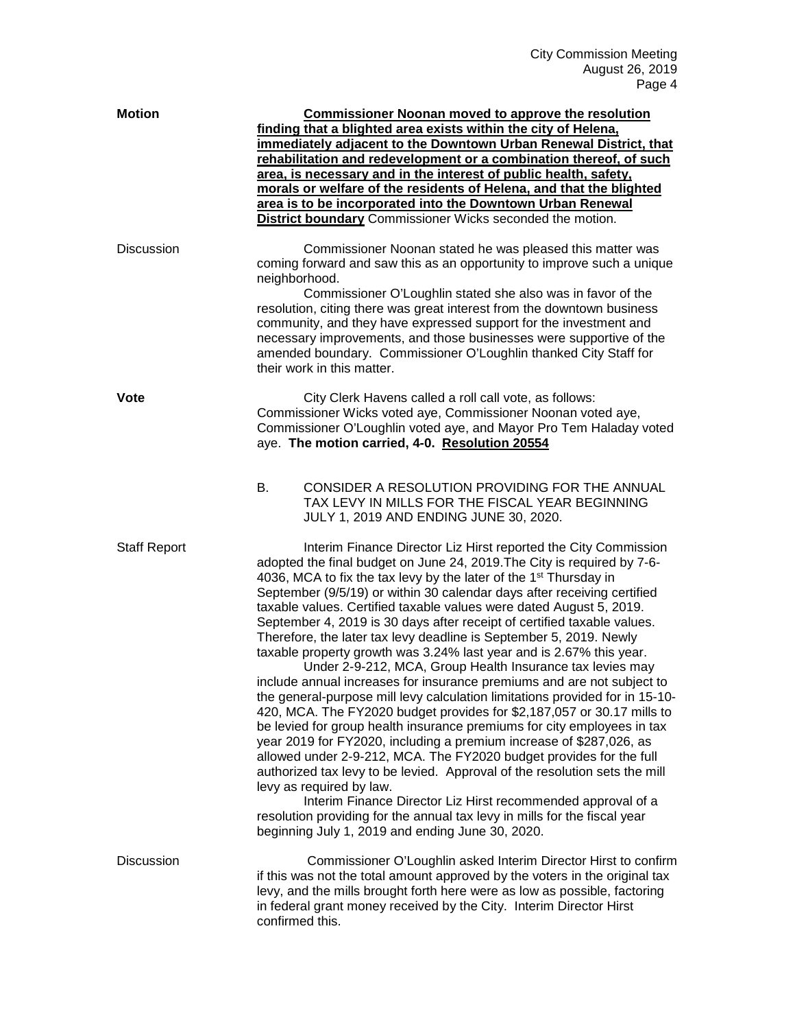**Motion** **Commissioner Noonan moved to approve the resolution finding that a blighted area exists within the city of Helena, immediately adjacent to the Downtown Urban Renewal District, that rehabilitation and redevelopment or a combination thereof, of such area, is necessary and in the interest of public health, safety, morals or welfare of the residents of Helena, and that the blighted area is to be incorporated into the Downtown Urban Renewal District boundary** Commissioner Wicks seconded the motion.

Discussion Commissioner Noonan stated he was pleased this matter was coming forward and saw this as an opportunity to improve such a unique neighborhood.

Commissioner O'Loughlin stated she also was in favor of the resolution, citing there was great interest from the downtown business community, and they have expressed support for the investment and necessary improvements, and those businesses were supportive of the amended boundary. Commissioner O'Loughlin thanked City Staff for their work in this matter.

**Vote** City Clerk Havens called a roll call vote, as follows: Commissioner Wicks voted aye, Commissioner Noonan voted aye, Commissioner O'Loughlin voted aye, and Mayor Pro Tem Haladay voted aye. **The motion carried, 4-0. Resolution 20554**

B. CONSIDER A RESOLUTION PROVIDING FOR THE ANNUAL TAX LEVY IN MILLS FOR THE FISCAL YEAR BEGINNING JULY 1, 2019 AND ENDING JUNE 30, 2020.

Staff Report Interim Finance Director Liz Hirst reported the City Commission adopted the final budget on June 24, 2019.The City is required by 7-6-4036, MCA to fix the tax levy by the later of the 1st Thursday in September (9/5/19) or within 30 calendar days after receiving certified taxable values. Certified taxable values were dated August 5, 2019. September 4, 2019 is 30 days after receipt of certified taxable values. Therefore, the later tax levy deadline is September 5, 2019. Newly taxable property growth was 3.24% last year and is 2.67% this year.

Under 2-9-212, MCA, Group Health Insurance tax levies may include annual increases for insurance premiums and are not subject to the general-purpose mill levy calculation limitations provided for in 15-10-420, MCA. The FY2020 budget provides for $2,187,057 or 30.17 mills to be levied for group health insurance premiums for city employees in tax year 2019 for FY2020, including a premium increase of $287,026, as allowed under 2-9-212, MCA. The FY2020 budget provides for the full authorized tax levy to be levied. Approval of the resolution sets the mill levy as required by law.

Interim Finance Director Liz Hirst recommended approval of a resolution providing for the annual tax levy in mills for the fiscal year beginning July 1, 2019 and ending June 30, 2020.

Discussion Commissioner O'Loughlin asked Interim Director Hirst to confirm if this was not the total amount approved by the voters in the original tax levy, and the mills brought forth here were as low as possible, factoring in federal grant money received by the City. Interim Director Hirst confirmed this.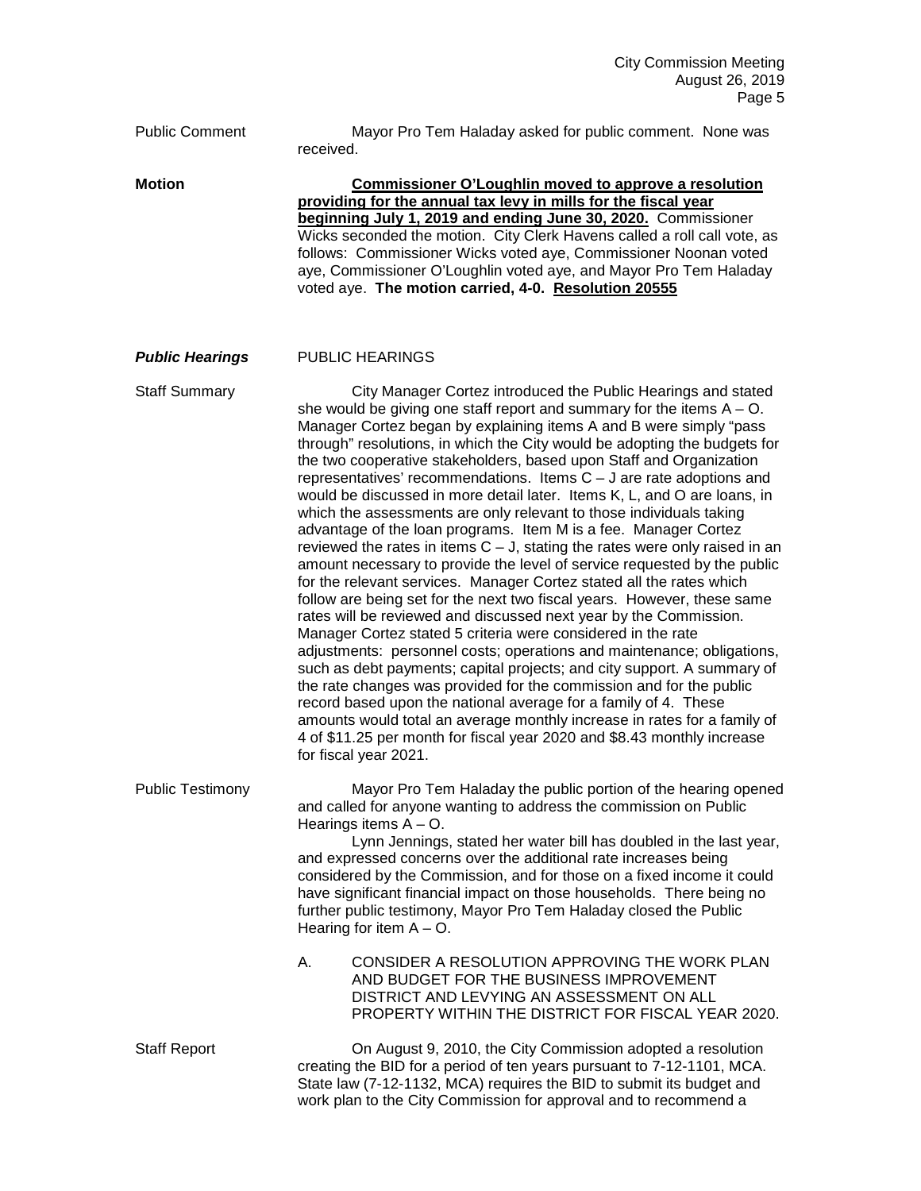Public Comment — Mayor Pro Tem Haladay asked for public comment. None was received.

**Motion** — **Commissioner O'Loughlin moved to approve a resolution providing for the annual tax levy in mills for the fiscal year beginning July 1, 2019 and ending June 30, 2020.** Commissioner Wicks seconded the motion. City Clerk Havens called a roll call vote, as follows: Commissioner Wicks voted aye, Commissioner Noonan voted aye, Commissioner O'Loughlin voted aye, and Mayor Pro Tem Haladay voted aye. **The motion carried, 4-0. Resolution 20555**

***Public Hearings*** — PUBLIC HEARINGS

Staff Summary — City Manager Cortez introduced the Public Hearings and stated she would be giving one staff report and summary for the items A – O. Manager Cortez began by explaining items A and B were simply "pass through" resolutions, in which the City would be adopting the budgets for the two cooperative stakeholders, based upon Staff and Organization representatives' recommendations. Items C – J are rate adoptions and would be discussed in more detail later. Items K, L, and O are loans, in which the assessments are only relevant to those individuals taking advantage of the loan programs. Item M is a fee. Manager Cortez reviewed the rates in items C – J, stating the rates were only raised in an amount necessary to provide the level of service requested by the public for the relevant services. Manager Cortez stated all the rates which follow are being set for the next two fiscal years. However, these same rates will be reviewed and discussed next year by the Commission. Manager Cortez stated 5 criteria were considered in the rate adjustments: personnel costs; operations and maintenance; obligations, such as debt payments; capital projects; and city support. A summary of the rate changes was provided for the commission and for the public record based upon the national average for a family of 4. These amounts would total an average monthly increase in rates for a family of 4 of $11.25 per month for fiscal year 2020 and $8.43 monthly increase for fiscal year 2021.

Public Testimony — Mayor Pro Tem Haladay the public portion of the hearing opened and called for anyone wanting to address the commission on Public Hearings items A – O.

Lynn Jennings, stated her water bill has doubled in the last year, and expressed concerns over the additional rate increases being considered by the Commission, and for those on a fixed income it could have significant financial impact on those households. There being no further public testimony, Mayor Pro Tem Haladay closed the Public Hearing for item A – O.

A. CONSIDER A RESOLUTION APPROVING THE WORK PLAN AND BUDGET FOR THE BUSINESS IMPROVEMENT DISTRICT AND LEVYING AN ASSESSMENT ON ALL PROPERTY WITHIN THE DISTRICT FOR FISCAL YEAR 2020.

Staff Report — On August 9, 2010, the City Commission adopted a resolution creating the BID for a period of ten years pursuant to 7-12-1101, MCA. State law (7-12-1132, MCA) requires the BID to submit its budget and work plan to the City Commission for approval and to recommend a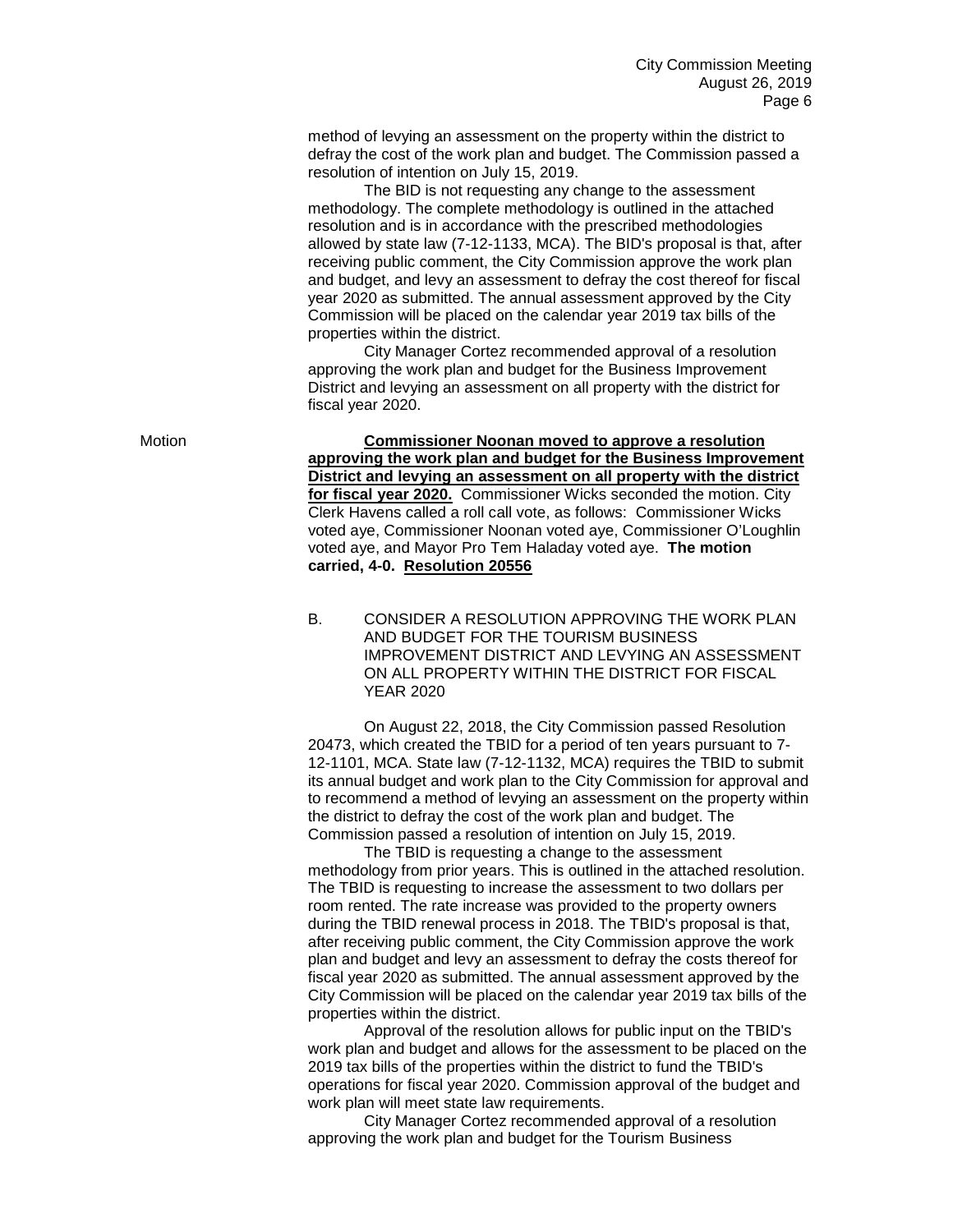method of levying an assessment on the property within the district to defray the cost of the work plan and budget. The Commission passed a resolution of intention on July 15, 2019.

The BID is not requesting any change to the assessment methodology. The complete methodology is outlined in the attached resolution and is in accordance with the prescribed methodologies allowed by state law (7-12-1133, MCA). The BID's proposal is that, after receiving public comment, the City Commission approve the work plan and budget, and levy an assessment to defray the cost thereof for fiscal year 2020 as submitted. The annual assessment approved by the City Commission will be placed on the calendar year 2019 tax bills of the properties within the district.

City Manager Cortez recommended approval of a resolution approving the work plan and budget for the Business Improvement District and levying an assessment on all property with the district for fiscal year 2020.

Motion

**Commissioner Noonan moved to approve a resolution approving the work plan and budget for the Business Improvement District and levying an assessment on all property with the district for fiscal year 2020.** Commissioner Wicks seconded the motion. City Clerk Havens called a roll call vote, as follows: Commissioner Wicks voted aye, Commissioner Noonan voted aye, Commissioner O'Loughlin voted aye, and Mayor Pro Tem Haladay voted aye. **The motion carried, 4-0. Resolution 20556**

B. CONSIDER A RESOLUTION APPROVING THE WORK PLAN AND BUDGET FOR THE TOURISM BUSINESS IMPROVEMENT DISTRICT AND LEVYING AN ASSESSMENT ON ALL PROPERTY WITHIN THE DISTRICT FOR FISCAL YEAR 2020

On August 22, 2018, the City Commission passed Resolution 20473, which created the TBID for a period of ten years pursuant to 7-12-1101, MCA. State law (7-12-1132, MCA) requires the TBID to submit its annual budget and work plan to the City Commission for approval and to recommend a method of levying an assessment on the property within the district to defray the cost of the work plan and budget. The Commission passed a resolution of intention on July 15, 2019.

The TBID is requesting a change to the assessment methodology from prior years. This is outlined in the attached resolution. The TBID is requesting to increase the assessment to two dollars per room rented. The rate increase was provided to the property owners during the TBID renewal process in 2018. The TBID's proposal is that, after receiving public comment, the City Commission approve the work plan and budget and levy an assessment to defray the costs thereof for fiscal year 2020 as submitted. The annual assessment approved by the City Commission will be placed on the calendar year 2019 tax bills of the properties within the district.

Approval of the resolution allows for public input on the TBID's work plan and budget and allows for the assessment to be placed on the 2019 tax bills of the properties within the district to fund the TBID's operations for fiscal year 2020. Commission approval of the budget and work plan will meet state law requirements.

City Manager Cortez recommended approval of a resolution approving the work plan and budget for the Tourism Business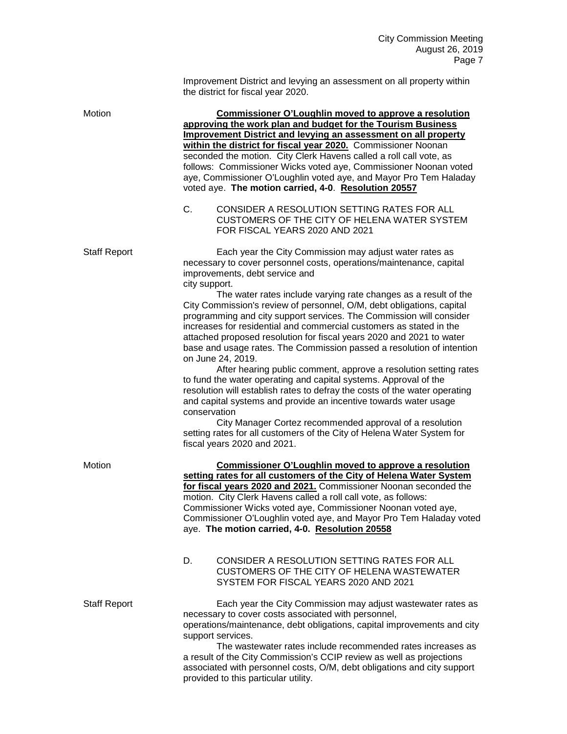Improvement District and levying an assessment on all property within the district for fiscal year 2020.

Motion

**Commissioner O'Loughlin moved to approve a resolution approving the work plan and budget for the Tourism Business Improvement District and levying an assessment on all property within the district for fiscal year 2020.** Commissioner Noonan seconded the motion. City Clerk Havens called a roll call vote, as follows: Commissioner Wicks voted aye, Commissioner Noonan voted aye, Commissioner O'Loughlin voted aye, and Mayor Pro Tem Haladay voted aye. **The motion carried, 4-0**. **Resolution 20557**

C. CONSIDER A RESOLUTION SETTING RATES FOR ALL CUSTOMERS OF THE CITY OF HELENA WATER SYSTEM FOR FISCAL YEARS 2020 AND 2021

Staff Report

Each year the City Commission may adjust water rates as necessary to cover personnel costs, operations/maintenance, capital improvements, debt service and city support.

The water rates include varying rate changes as a result of the City Commission's review of personnel, O/M, debt obligations, capital programming and city support services. The Commission will consider increases for residential and commercial customers as stated in the attached proposed resolution for fiscal years 2020 and 2021 to water base and usage rates. The Commission passed a resolution of intention on June 24, 2019.

After hearing public comment, approve a resolution setting rates to fund the water operating and capital systems. Approval of the resolution will establish rates to defray the costs of the water operating and capital systems and provide an incentive towards water usage conservation

City Manager Cortez recommended approval of a resolution setting rates for all customers of the City of Helena Water System for fiscal years 2020 and 2021.

Motion

**Commissioner O'Loughlin moved to approve a resolution setting rates for all customers of the City of Helena Water System for fiscal years 2020 and 2021.** Commissioner Noonan seconded the motion. City Clerk Havens called a roll call vote, as follows: Commissioner Wicks voted aye, Commissioner Noonan voted aye, Commissioner O'Loughlin voted aye, and Mayor Pro Tem Haladay voted aye. **The motion carried, 4-0. Resolution 20558**

D. CONSIDER A RESOLUTION SETTING RATES FOR ALL CUSTOMERS OF THE CITY OF HELENA WASTEWATER SYSTEM FOR FISCAL YEARS 2020 AND 2021

Staff Report

Each year the City Commission may adjust wastewater rates as necessary to cover costs associated with personnel, operations/maintenance, debt obligations, capital improvements and city support services.

The wastewater rates include recommended rates increases as a result of the City Commission's CCIP review as well as projections associated with personnel costs, O/M, debt obligations and city support provided to this particular utility.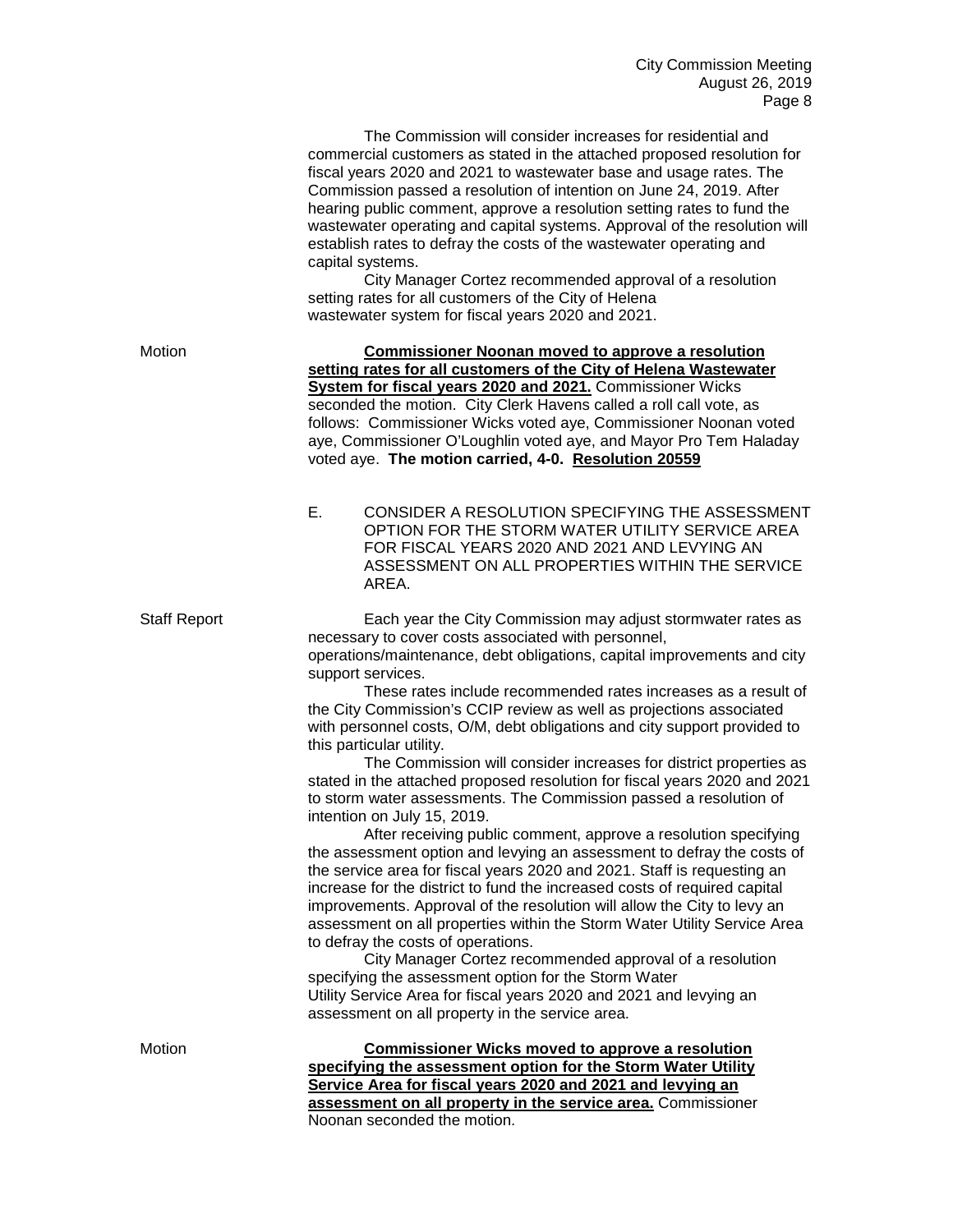The Commission will consider increases for residential and commercial customers as stated in the attached proposed resolution for fiscal years 2020 and 2021 to wastewater base and usage rates. The Commission passed a resolution of intention on June 24, 2019. After hearing public comment, approve a resolution setting rates to fund the wastewater operating and capital systems. Approval of the resolution will establish rates to defray the costs of the wastewater operating and capital systems.

City Manager Cortez recommended approval of a resolution setting rates for all customers of the City of Helena wastewater system for fiscal years 2020 and 2021.

Motion

**Commissioner Noonan moved to approve a resolution setting rates for all customers of the City of Helena Wastewater System for fiscal years 2020 and 2021.** Commissioner Wicks seconded the motion. City Clerk Havens called a roll call vote, as follows: Commissioner Wicks voted aye, Commissioner Noonan voted aye, Commissioner O'Loughlin voted aye, and Mayor Pro Tem Haladay voted aye. **The motion carried, 4-0. Resolution 20559**

E. CONSIDER A RESOLUTION SPECIFYING THE ASSESSMENT OPTION FOR THE STORM WATER UTILITY SERVICE AREA FOR FISCAL YEARS 2020 AND 2021 AND LEVYING AN ASSESSMENT ON ALL PROPERTIES WITHIN THE SERVICE AREA.

Staff Report

Each year the City Commission may adjust stormwater rates as necessary to cover costs associated with personnel, operations/maintenance, debt obligations, capital improvements and city support services.

These rates include recommended rates increases as a result of the City Commission's CCIP review as well as projections associated with personnel costs, O/M, debt obligations and city support provided to this particular utility.

The Commission will consider increases for district properties as stated in the attached proposed resolution for fiscal years 2020 and 2021 to storm water assessments. The Commission passed a resolution of intention on July 15, 2019.

After receiving public comment, approve a resolution specifying the assessment option and levying an assessment to defray the costs of the service area for fiscal years 2020 and 2021. Staff is requesting an increase for the district to fund the increased costs of required capital improvements. Approval of the resolution will allow the City to levy an assessment on all properties within the Storm Water Utility Service Area to defray the costs of operations.

City Manager Cortez recommended approval of a resolution specifying the assessment option for the Storm Water Utility Service Area for fiscal years 2020 and 2021 and levying an assessment on all property in the service area.

Motion

**Commissioner Wicks moved to approve a resolution specifying the assessment option for the Storm Water Utility Service Area for fiscal years 2020 and 2021 and levying an assessment on all property in the service area.** Commissioner Noonan seconded the motion.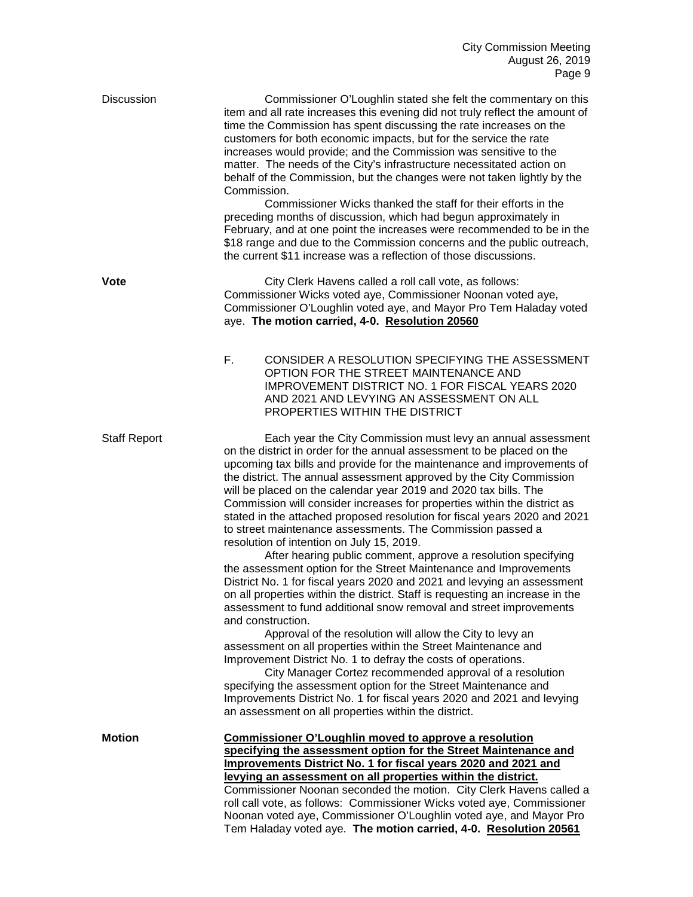Discussion

Commissioner O'Loughlin stated she felt the commentary on this item and all rate increases this evening did not truly reflect the amount of time the Commission has spent discussing the rate increases on the customers for both economic impacts, but for the service the rate increases would provide; and the Commission was sensitive to the matter. The needs of the City's infrastructure necessitated action on behalf of the Commission, but the changes were not taken lightly by the Commission.

Commissioner Wicks thanked the staff for their efforts in the preceding months of discussion, which had begun approximately in February, and at one point the increases were recommended to be in the $18 range and due to the Commission concerns and the public outreach, the current $11 increase was a reflection of those discussions.

**Vote**

City Clerk Havens called a roll call vote, as follows: Commissioner Wicks voted aye, Commissioner Noonan voted aye, Commissioner O'Loughlin voted aye, and Mayor Pro Tem Haladay voted aye. **The motion carried, 4-0. <u>Resolution 20560</u>**

F. CONSIDER A RESOLUTION SPECIFYING THE ASSESSMENT OPTION FOR THE STREET MAINTENANCE AND IMPROVEMENT DISTRICT NO. 1 FOR FISCAL YEARS 2020 AND 2021 AND LEVYING AN ASSESSMENT ON ALL PROPERTIES WITHIN THE DISTRICT

Staff Report

Each year the City Commission must levy an annual assessment on the district in order for the annual assessment to be placed on the upcoming tax bills and provide for the maintenance and improvements of the district. The annual assessment approved by the City Commission will be placed on the calendar year 2019 and 2020 tax bills. The Commission will consider increases for properties within the district as stated in the attached proposed resolution for fiscal years 2020 and 2021 to street maintenance assessments. The Commission passed a resolution of intention on July 15, 2019.

After hearing public comment, approve a resolution specifying the assessment option for the Street Maintenance and Improvements District No. 1 for fiscal years 2020 and 2021 and levying an assessment on all properties within the district. Staff is requesting an increase in the assessment to fund additional snow removal and street improvements and construction.

Approval of the resolution will allow the City to levy an assessment on all properties within the Street Maintenance and Improvement District No. 1 to defray the costs of operations.

City Manager Cortez recommended approval of a resolution specifying the assessment option for the Street Maintenance and Improvements District No. 1 for fiscal years 2020 and 2021 and levying an assessment on all properties within the district.

**Motion**

**<u>Commissioner O'Loughlin moved to approve a resolution specifying the assessment option for the Street Maintenance and Improvements District No. 1 for fiscal years 2020 and 2021 and levying an assessment on all properties within the district.</u>** Commissioner Noonan seconded the motion. City Clerk Havens called a roll call vote, as follows: Commissioner Wicks voted aye, Commissioner Noonan voted aye, Commissioner O'Loughlin voted aye, and Mayor Pro Tem Haladay voted aye. **The motion carried, 4-0. <u>Resolution 20561</u>**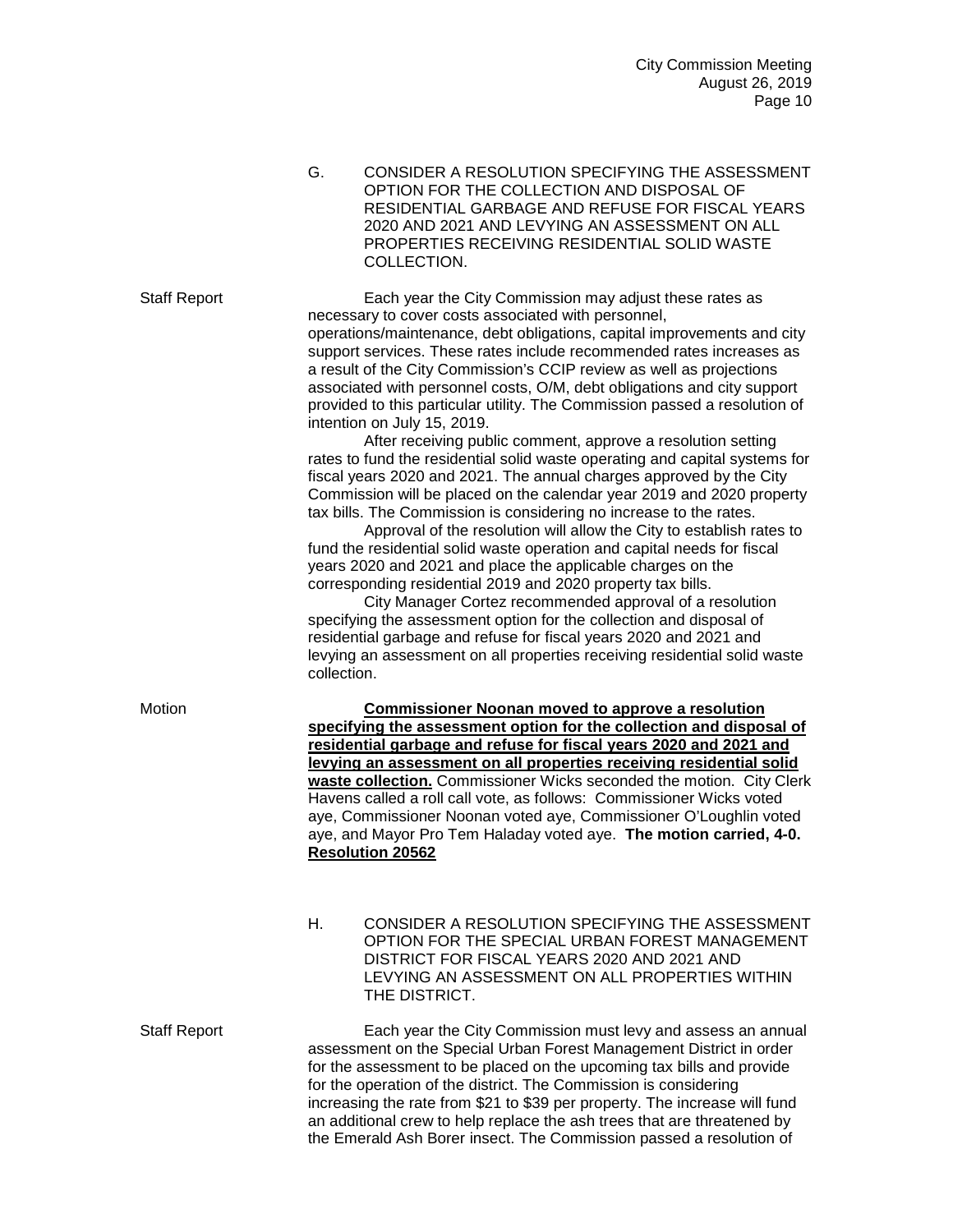G. CONSIDER A RESOLUTION SPECIFYING THE ASSESSMENT OPTION FOR THE COLLECTION AND DISPOSAL OF RESIDENTIAL GARBAGE AND REFUSE FOR FISCAL YEARS 2020 AND 2021 AND LEVYING AN ASSESSMENT ON ALL PROPERTIES RECEIVING RESIDENTIAL SOLID WASTE COLLECTION.

Staff Report

Each year the City Commission may adjust these rates as necessary to cover costs associated with personnel, operations/maintenance, debt obligations, capital improvements and city support services. These rates include recommended rates increases as a result of the City Commission's CCIP review as well as projections associated with personnel costs, O/M, debt obligations and city support provided to this particular utility. The Commission passed a resolution of intention on July 15, 2019.

After receiving public comment, approve a resolution setting rates to fund the residential solid waste operating and capital systems for fiscal years 2020 and 2021. The annual charges approved by the City Commission will be placed on the calendar year 2019 and 2020 property tax bills. The Commission is considering no increase to the rates.

Approval of the resolution will allow the City to establish rates to fund the residential solid waste operation and capital needs for fiscal years 2020 and 2021 and place the applicable charges on the corresponding residential 2019 and 2020 property tax bills.

City Manager Cortez recommended approval of a resolution specifying the assessment option for the collection and disposal of residential garbage and refuse for fiscal years 2020 and 2021 and levying an assessment on all properties receiving residential solid waste collection.

Motion

**Commissioner Noonan moved to approve a resolution specifying the assessment option for the collection and disposal of residential garbage and refuse for fiscal years 2020 and 2021 and levying an assessment on all properties receiving residential solid waste collection.** Commissioner Wicks seconded the motion. City Clerk Havens called a roll call vote, as follows: Commissioner Wicks voted aye, Commissioner Noonan voted aye, Commissioner O'Loughlin voted aye, and Mayor Pro Tem Haladay voted aye. **The motion carried, 4-0. Resolution 20562**

H. CONSIDER A RESOLUTION SPECIFYING THE ASSESSMENT OPTION FOR THE SPECIAL URBAN FOREST MANAGEMENT DISTRICT FOR FISCAL YEARS 2020 AND 2021 AND LEVYING AN ASSESSMENT ON ALL PROPERTIES WITHIN THE DISTRICT.

Staff Report

Each year the City Commission must levy and assess an annual assessment on the Special Urban Forest Management District in order for the assessment to be placed on the upcoming tax bills and provide for the operation of the district. The Commission is considering increasing the rate from $21 to $39 per property. The increase will fund an additional crew to help replace the ash trees that are threatened by the Emerald Ash Borer insect. The Commission passed a resolution of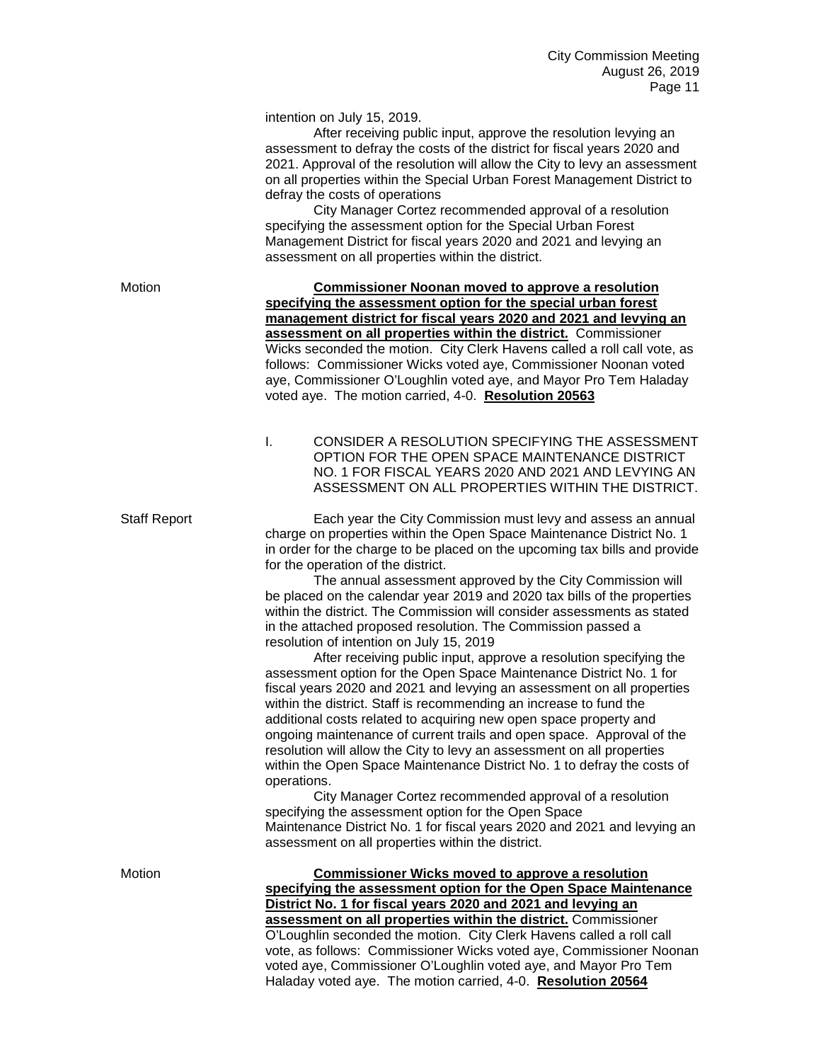intention on July 15, 2019.

After receiving public input, approve the resolution levying an assessment to defray the costs of the district for fiscal years 2020 and 2021. Approval of the resolution will allow the City to levy an assessment on all properties within the Special Urban Forest Management District to defray the costs of operations

City Manager Cortez recommended approval of a resolution specifying the assessment option for the Special Urban Forest Management District for fiscal years 2020 and 2021 and levying an assessment on all properties within the district.

Motion

**Commissioner Noonan moved to approve a resolution specifying the assessment option for the special urban forest management district for fiscal years 2020 and 2021 and levying an assessment on all properties within the district.** Commissioner Wicks seconded the motion. City Clerk Havens called a roll call vote, as follows: Commissioner Wicks voted aye, Commissioner Noonan voted aye, Commissioner O'Loughlin voted aye, and Mayor Pro Tem Haladay voted aye. The motion carried, 4-0. **Resolution 20563**

I. CONSIDER A RESOLUTION SPECIFYING THE ASSESSMENT OPTION FOR THE OPEN SPACE MAINTENANCE DISTRICT NO. 1 FOR FISCAL YEARS 2020 AND 2021 AND LEVYING AN ASSESSMENT ON ALL PROPERTIES WITHIN THE DISTRICT.

Staff Report

Each year the City Commission must levy and assess an annual charge on properties within the Open Space Maintenance District No. 1 in order for the charge to be placed on the upcoming tax bills and provide for the operation of the district.

The annual assessment approved by the City Commission will be placed on the calendar year 2019 and 2020 tax bills of the properties within the district. The Commission will consider assessments as stated in the attached proposed resolution. The Commission passed a resolution of intention on July 15, 2019

After receiving public input, approve a resolution specifying the assessment option for the Open Space Maintenance District No. 1 for fiscal years 2020 and 2021 and levying an assessment on all properties within the district. Staff is recommending an increase to fund the additional costs related to acquiring new open space property and ongoing maintenance of current trails and open space. Approval of the resolution will allow the City to levy an assessment on all properties within the Open Space Maintenance District No. 1 to defray the costs of operations.

City Manager Cortez recommended approval of a resolution specifying the assessment option for the Open Space Maintenance District No. 1 for fiscal years 2020 and 2021 and levying an assessment on all properties within the district.

Motion

**Commissioner Wicks moved to approve a resolution specifying the assessment option for the Open Space Maintenance District No. 1 for fiscal years 2020 and 2021 and levying an assessment on all properties within the district.** Commissioner O'Loughlin seconded the motion. City Clerk Havens called a roll call vote, as follows: Commissioner Wicks voted aye, Commissioner Noonan voted aye, Commissioner O'Loughlin voted aye, and Mayor Pro Tem Haladay voted aye. The motion carried, 4-0. **Resolution 20564**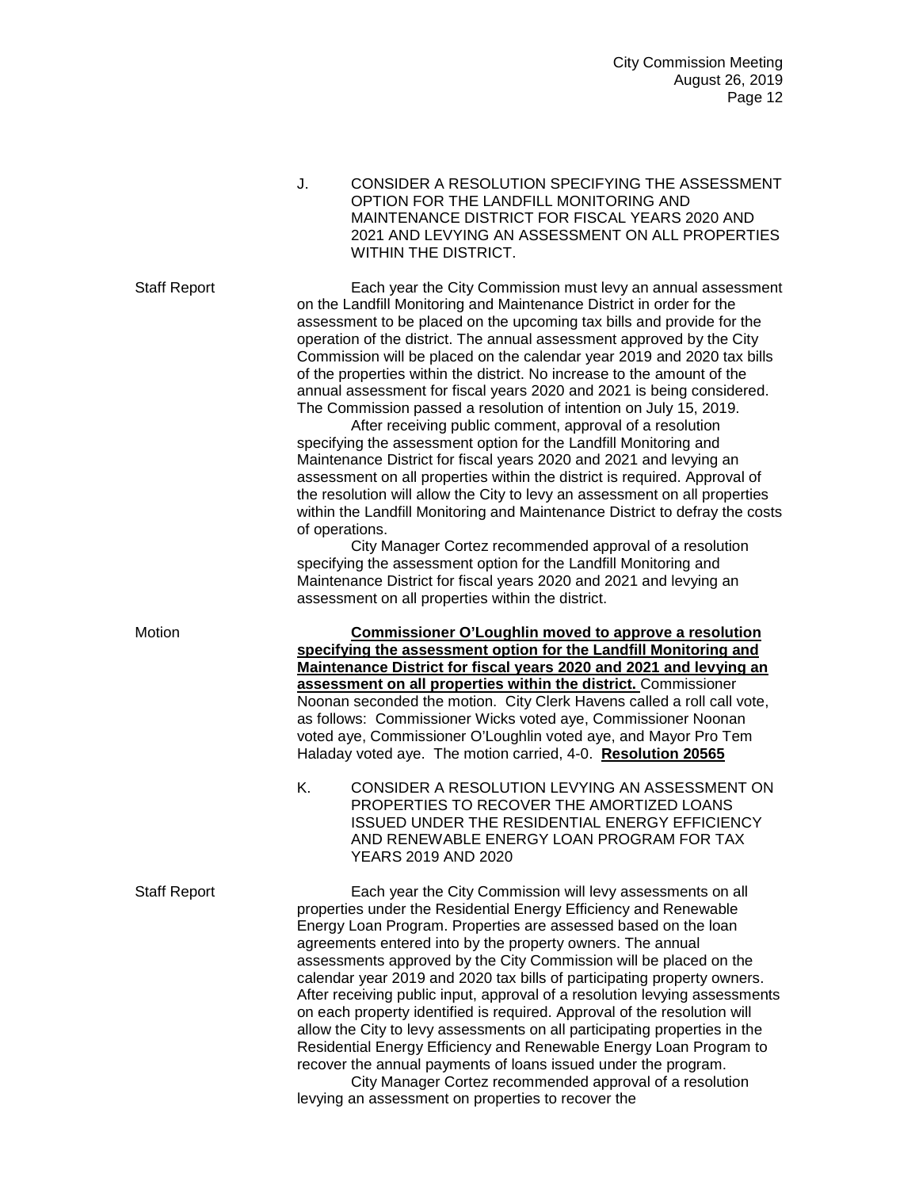J. CONSIDER A RESOLUTION SPECIFYING THE ASSESSMENT OPTION FOR THE LANDFILL MONITORING AND MAINTENANCE DISTRICT FOR FISCAL YEARS 2020 AND 2021 AND LEVYING AN ASSESSMENT ON ALL PROPERTIES WITHIN THE DISTRICT.

Staff Report

Each year the City Commission must levy an annual assessment on the Landfill Monitoring and Maintenance District in order for the assessment to be placed on the upcoming tax bills and provide for the operation of the district. The annual assessment approved by the City Commission will be placed on the calendar year 2019 and 2020 tax bills of the properties within the district. No increase to the amount of the annual assessment for fiscal years 2020 and 2021 is being considered. The Commission passed a resolution of intention on July 15, 2019.

After receiving public comment, approval of a resolution specifying the assessment option for the Landfill Monitoring and Maintenance District for fiscal years 2020 and 2021 and levying an assessment on all properties within the district is required. Approval of the resolution will allow the City to levy an assessment on all properties within the Landfill Monitoring and Maintenance District to defray the costs of operations.

City Manager Cortez recommended approval of a resolution specifying the assessment option for the Landfill Monitoring and Maintenance District for fiscal years 2020 and 2021 and levying an assessment on all properties within the district.

Motion

**Commissioner O'Loughlin moved to approve a resolution specifying the assessment option for the Landfill Monitoring and Maintenance District for fiscal years 2020 and 2021 and levying an assessment on all properties within the district.** Commissioner Noonan seconded the motion. City Clerk Havens called a roll call vote, as follows: Commissioner Wicks voted aye, Commissioner Noonan voted aye, Commissioner O'Loughlin voted aye, and Mayor Pro Tem Haladay voted aye. The motion carried, 4-0. **Resolution 20565**

K. CONSIDER A RESOLUTION LEVYING AN ASSESSMENT ON PROPERTIES TO RECOVER THE AMORTIZED LOANS ISSUED UNDER THE RESIDENTIAL ENERGY EFFICIENCY AND RENEWABLE ENERGY LOAN PROGRAM FOR TAX YEARS 2019 AND 2020

Staff Report

Each year the City Commission will levy assessments on all properties under the Residential Energy Efficiency and Renewable Energy Loan Program. Properties are assessed based on the loan agreements entered into by the property owners. The annual assessments approved by the City Commission will be placed on the calendar year 2019 and 2020 tax bills of participating property owners. After receiving public input, approval of a resolution levying assessments on each property identified is required. Approval of the resolution will allow the City to levy assessments on all participating properties in the Residential Energy Efficiency and Renewable Energy Loan Program to recover the annual payments of loans issued under the program.

City Manager Cortez recommended approval of a resolution levying an assessment on properties to recover the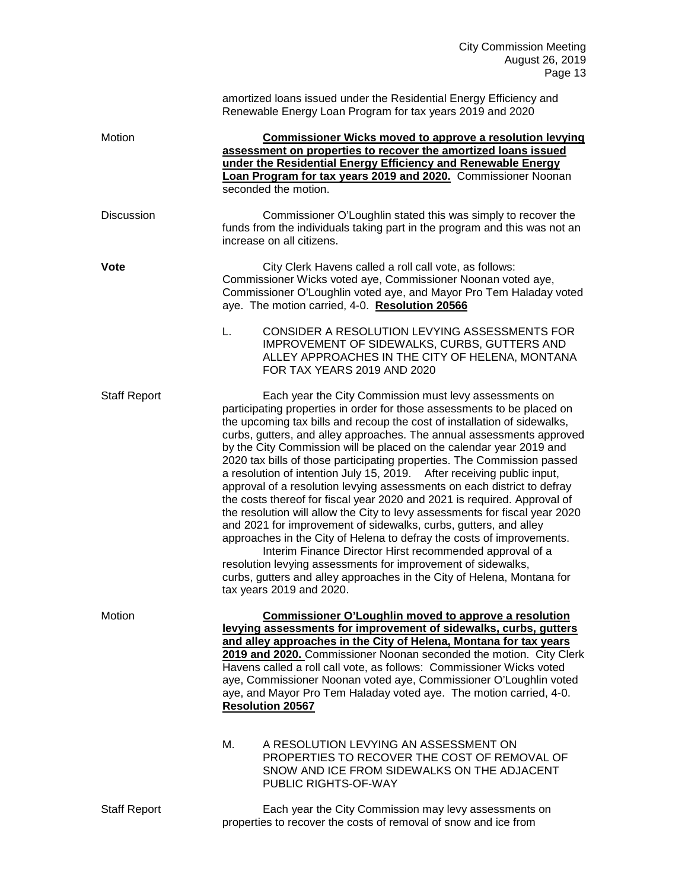amortized loans issued under the Residential Energy Efficiency and Renewable Energy Loan Program for tax years 2019 and 2020

Motion

**Commissioner Wicks moved to approve a resolution levying assessment on properties to recover the amortized loans issued under the Residential Energy Efficiency and Renewable Energy Loan Program for tax years 2019 and 2020.** Commissioner Noonan seconded the motion.

Discussion

Commissioner O'Loughlin stated this was simply to recover the funds from the individuals taking part in the program and this was not an increase on all citizens.

**Vote**

City Clerk Havens called a roll call vote, as follows: Commissioner Wicks voted aye, Commissioner Noonan voted aye, Commissioner O'Loughlin voted aye, and Mayor Pro Tem Haladay voted aye. The motion carried, 4-0. **Resolution 20566**

L. CONSIDER A RESOLUTION LEVYING ASSESSMENTS FOR IMPROVEMENT OF SIDEWALKS, CURBS, GUTTERS AND ALLEY APPROACHES IN THE CITY OF HELENA, MONTANA FOR TAX YEARS 2019 AND 2020

Staff Report

Each year the City Commission must levy assessments on participating properties in order for those assessments to be placed on the upcoming tax bills and recoup the cost of installation of sidewalks, curbs, gutters, and alley approaches. The annual assessments approved by the City Commission will be placed on the calendar year 2019 and 2020 tax bills of those participating properties. The Commission passed a resolution of intention July 15, 2019. After receiving public input, approval of a resolution levying assessments on each district to defray the costs thereof for fiscal year 2020 and 2021 is required. Approval of the resolution will allow the City to levy assessments for fiscal year 2020 and 2021 for improvement of sidewalks, curbs, gutters, and alley approaches in the City of Helena to defray the costs of improvements.

Interim Finance Director Hirst recommended approval of a resolution levying assessments for improvement of sidewalks, curbs, gutters and alley approaches in the City of Helena, Montana for tax years 2019 and 2020.

Motion

**Commissioner O'Loughlin moved to approve a resolution levying assessments for improvement of sidewalks, curbs, gutters and alley approaches in the City of Helena, Montana for tax years 2019 and 2020.** Commissioner Noonan seconded the motion. City Clerk Havens called a roll call vote, as follows: Commissioner Wicks voted aye, Commissioner Noonan voted aye, Commissioner O'Loughlin voted aye, and Mayor Pro Tem Haladay voted aye. The motion carried, 4-0. **Resolution 20567**

M. A RESOLUTION LEVYING AN ASSESSMENT ON PROPERTIES TO RECOVER THE COST OF REMOVAL OF SNOW AND ICE FROM SIDEWALKS ON THE ADJACENT PUBLIC RIGHTS-OF-WAY

Staff Report

Each year the City Commission may levy assessments on properties to recover the costs of removal of snow and ice from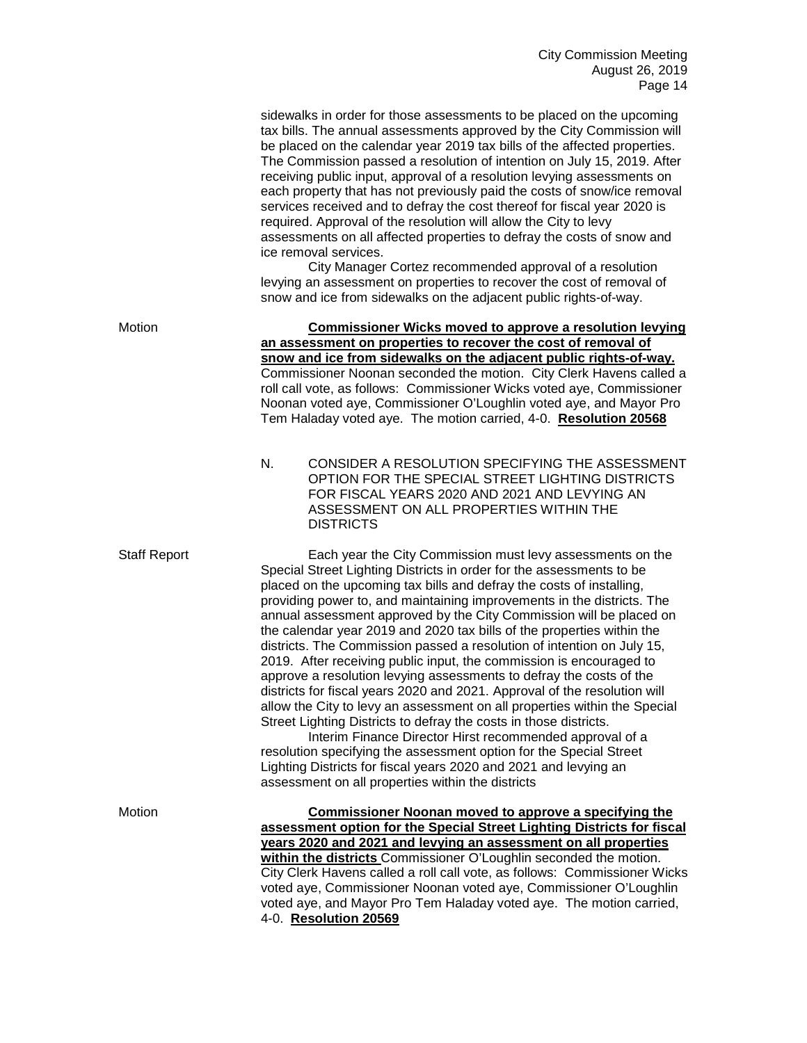sidewalks in order for those assessments to be placed on the upcoming tax bills. The annual assessments approved by the City Commission will be placed on the calendar year 2019 tax bills of the affected properties. The Commission passed a resolution of intention on July 15, 2019. After receiving public input, approval of a resolution levying assessments on each property that has not previously paid the costs of snow/ice removal services received and to defray the cost thereof for fiscal year 2020 is required. Approval of the resolution will allow the City to levy assessments on all affected properties to defray the costs of snow and ice removal services.

City Manager Cortez recommended approval of a resolution levying an assessment on properties to recover the cost of removal of snow and ice from sidewalks on the adjacent public rights-of-way.

Motion

**Commissioner Wicks moved to approve a resolution levying an assessment on properties to recover the cost of removal of snow and ice from sidewalks on the adjacent public rights-of-way.** Commissioner Noonan seconded the motion. City Clerk Havens called a roll call vote, as follows: Commissioner Wicks voted aye, Commissioner Noonan voted aye, Commissioner O'Loughlin voted aye, and Mayor Pro Tem Haladay voted aye. The motion carried, 4-0. **Resolution 20568**

N. CONSIDER A RESOLUTION SPECIFYING THE ASSESSMENT OPTION FOR THE SPECIAL STREET LIGHTING DISTRICTS FOR FISCAL YEARS 2020 AND 2021 AND LEVYING AN ASSESSMENT ON ALL PROPERTIES WITHIN THE DISTRICTS

Staff Report

Each year the City Commission must levy assessments on the Special Street Lighting Districts in order for the assessments to be placed on the upcoming tax bills and defray the costs of installing, providing power to, and maintaining improvements in the districts. The annual assessment approved by the City Commission will be placed on the calendar year 2019 and 2020 tax bills of the properties within the districts. The Commission passed a resolution of intention on July 15, 2019. After receiving public input, the commission is encouraged to approve a resolution levying assessments to defray the costs of the districts for fiscal years 2020 and 2021. Approval of the resolution will allow the City to levy an assessment on all properties within the Special Street Lighting Districts to defray the costs in those districts.

Interim Finance Director Hirst recommended approval of a resolution specifying the assessment option for the Special Street Lighting Districts for fiscal years 2020 and 2021 and levying an assessment on all properties within the districts

Motion

**Commissioner Noonan moved to approve a specifying the assessment option for the Special Street Lighting Districts for fiscal years 2020 and 2021 and levying an assessment on all properties within the districts** Commissioner O'Loughlin seconded the motion. City Clerk Havens called a roll call vote, as follows: Commissioner Wicks voted aye, Commissioner Noonan voted aye, Commissioner O'Loughlin voted aye, and Mayor Pro Tem Haladay voted aye. The motion carried, 4-0. **Resolution 20569**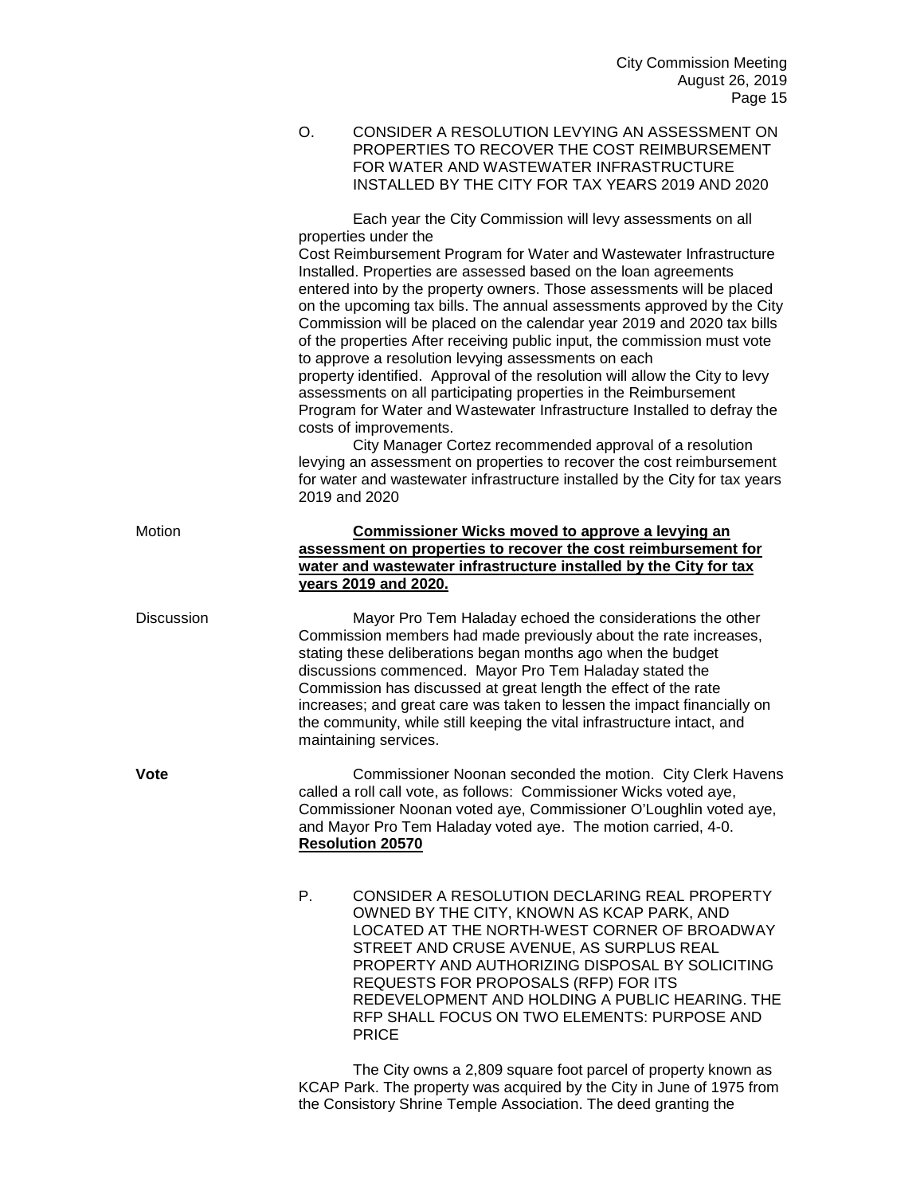O. CONSIDER A RESOLUTION LEVYING AN ASSESSMENT ON PROPERTIES TO RECOVER THE COST REIMBURSEMENT FOR WATER AND WASTEWATER INFRASTRUCTURE INSTALLED BY THE CITY FOR TAX YEARS 2019 AND 2020

Each year the City Commission will levy assessments on all properties under the Cost Reimbursement Program for Water and Wastewater Infrastructure Installed. Properties are assessed based on the loan agreements entered into by the property owners. Those assessments will be placed on the upcoming tax bills. The annual assessments approved by the City Commission will be placed on the calendar year 2019 and 2020 tax bills of the properties After receiving public input, the commission must vote to approve a resolution levying assessments on each property identified. Approval of the resolution will allow the City to levy assessments on all participating properties in the Reimbursement Program for Water and Wastewater Infrastructure Installed to defray the costs of improvements.

City Manager Cortez recommended approval of a resolution levying an assessment on properties to recover the cost reimbursement for water and wastewater infrastructure installed by the City for tax years 2019 and 2020

Motion

**Commissioner Wicks moved to approve a levying an assessment on properties to recover the cost reimbursement for water and wastewater infrastructure installed by the City for tax years 2019 and 2020.**

Discussion

Mayor Pro Tem Haladay echoed the considerations the other Commission members had made previously about the rate increases, stating these deliberations began months ago when the budget discussions commenced. Mayor Pro Tem Haladay stated the Commission has discussed at great length the effect of the rate increases; and great care was taken to lessen the impact financially on the community, while still keeping the vital infrastructure intact, and maintaining services.

**Vote**

Commissioner Noonan seconded the motion. City Clerk Havens called a roll call vote, as follows: Commissioner Wicks voted aye, Commissioner Noonan voted aye, Commissioner O'Loughlin voted aye, and Mayor Pro Tem Haladay voted aye. The motion carried, 4-0. **Resolution 20570**

P. CONSIDER A RESOLUTION DECLARING REAL PROPERTY OWNED BY THE CITY, KNOWN AS KCAP PARK, AND LOCATED AT THE NORTH-WEST CORNER OF BROADWAY STREET AND CRUSE AVENUE, AS SURPLUS REAL PROPERTY AND AUTHORIZING DISPOSAL BY SOLICITING REQUESTS FOR PROPOSALS (RFP) FOR ITS REDEVELOPMENT AND HOLDING A PUBLIC HEARING. THE RFP SHALL FOCUS ON TWO ELEMENTS: PURPOSE AND PRICE

The City owns a 2,809 square foot parcel of property known as KCAP Park. The property was acquired by the City in June of 1975 from the Consistory Shrine Temple Association. The deed granting the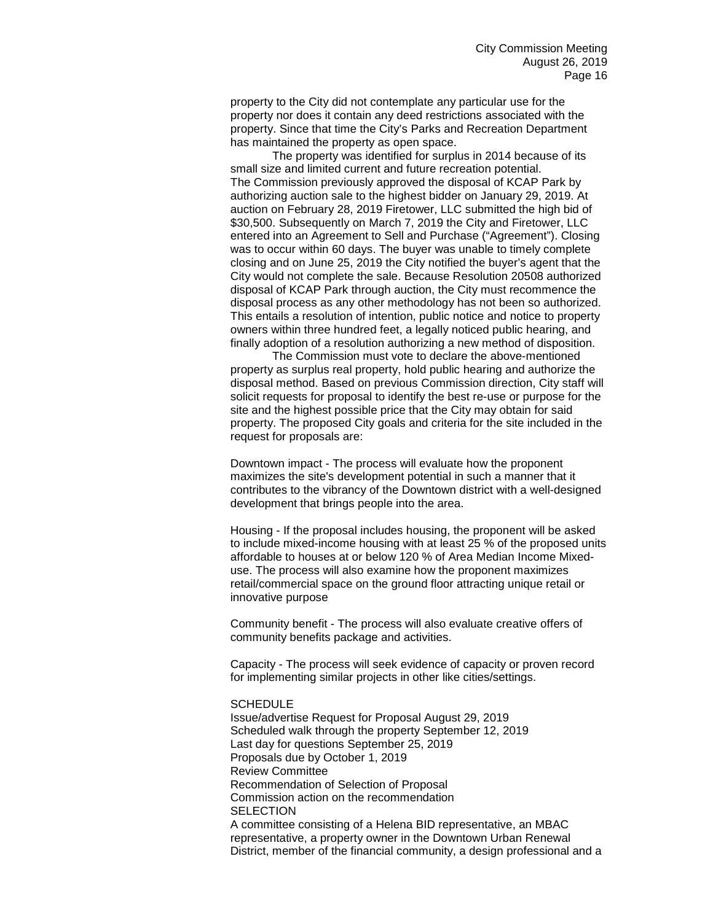property to the City did not contemplate any particular use for the property nor does it contain any deed restrictions associated with the property. Since that time the City's Parks and Recreation Department has maintained the property as open space.

The property was identified for surplus in 2014 because of its small size and limited current and future recreation potential. The Commission previously approved the disposal of KCAP Park by authorizing auction sale to the highest bidder on January 29, 2019. At auction on February 28, 2019 Firetower, LLC submitted the high bid of $30,500. Subsequently on March 7, 2019 the City and Firetower, LLC entered into an Agreement to Sell and Purchase ("Agreement"). Closing was to occur within 60 days. The buyer was unable to timely complete closing and on June 25, 2019 the City notified the buyer's agent that the City would not complete the sale. Because Resolution 20508 authorized disposal of KCAP Park through auction, the City must recommence the disposal process as any other methodology has not been so authorized. This entails a resolution of intention, public notice and notice to property owners within three hundred feet, a legally noticed public hearing, and finally adoption of a resolution authorizing a new method of disposition.

The Commission must vote to declare the above-mentioned property as surplus real property, hold public hearing and authorize the disposal method. Based on previous Commission direction, City staff will solicit requests for proposal to identify the best re-use or purpose for the site and the highest possible price that the City may obtain for said property. The proposed City goals and criteria for the site included in the request for proposals are:

Downtown impact - The process will evaluate how the proponent maximizes the site's development potential in such a manner that it contributes to the vibrancy of the Downtown district with a well-designed development that brings people into the area.

Housing - If the proposal includes housing, the proponent will be asked to include mixed-income housing with at least 25 % of the proposed units affordable to houses at or below 120 % of Area Median Income Mixed-use. The process will also examine how the proponent maximizes retail/commercial space on the ground floor attracting unique retail or innovative purpose

Community benefit - The process will also evaluate creative offers of community benefits package and activities.

Capacity - The process will seek evidence of capacity or proven record for implementing similar projects in other like cities/settings.

SCHEDULE
Issue/advertise Request for Proposal August 29, 2019
Scheduled walk through the property September 12, 2019
Last day for questions September 25, 2019
Proposals due by October 1, 2019
Review Committee
Recommendation of Selection of Proposal
Commission action on the recommendation
SELECTION
A committee consisting of a Helena BID representative, an MBAC representative, a property owner in the Downtown Urban Renewal District, member of the financial community, a design professional and a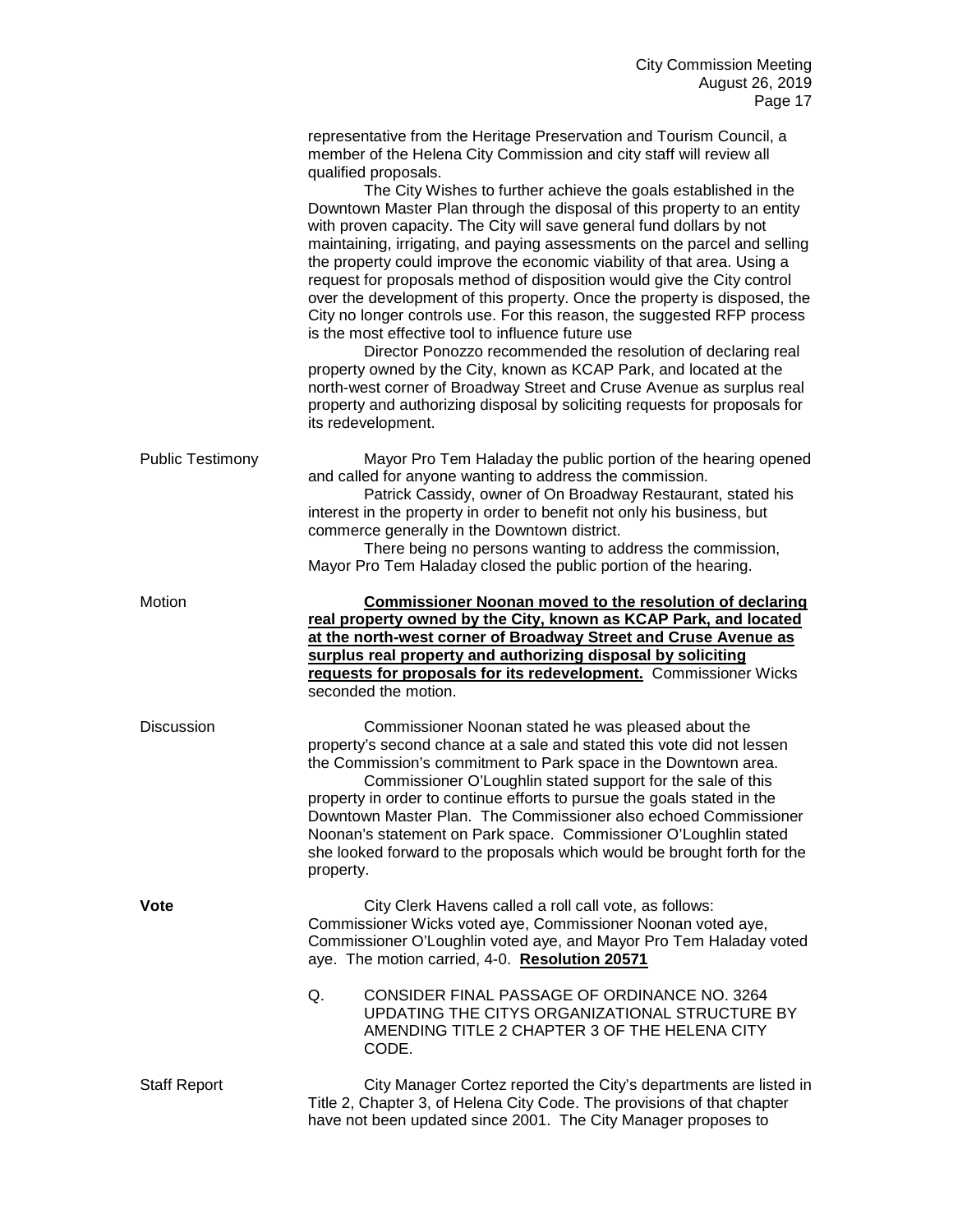representative from the Heritage Preservation and Tourism Council, a member of the Helena City Commission and city staff will review all qualified proposals.

The City Wishes to further achieve the goals established in the Downtown Master Plan through the disposal of this property to an entity with proven capacity. The City will save general fund dollars by not maintaining, irrigating, and paying assessments on the parcel and selling the property could improve the economic viability of that area. Using a request for proposals method of disposition would give the City control over the development of this property. Once the property is disposed, the City no longer controls use. For this reason, the suggested RFP process is the most effective tool to influence future use

Director Ponozzo recommended the resolution of declaring real property owned by the City, known as KCAP Park, and located at the north-west corner of Broadway Street and Cruse Avenue as surplus real property and authorizing disposal by soliciting requests for proposals for its redevelopment.

Public Testimony

Mayor Pro Tem Haladay the public portion of the hearing opened and called for anyone wanting to address the commission.

Patrick Cassidy, owner of On Broadway Restaurant, stated his interest in the property in order to benefit not only his business, but commerce generally in the Downtown district.

There being no persons wanting to address the commission, Mayor Pro Tem Haladay closed the public portion of the hearing.

Motion

**Commissioner Noonan moved to the resolution of declaring real property owned by the City, known as KCAP Park, and located at the north-west corner of Broadway Street and Cruse Avenue as surplus real property and authorizing disposal by soliciting requests for proposals for its redevelopment.** Commissioner Wicks seconded the motion.

Discussion

Commissioner Noonan stated he was pleased about the property's second chance at a sale and stated this vote did not lessen the Commission's commitment to Park space in the Downtown area.

Commissioner O'Loughlin stated support for the sale of this property in order to continue efforts to pursue the goals stated in the Downtown Master Plan. The Commissioner also echoed Commissioner Noonan's statement on Park space. Commissioner O'Loughlin stated she looked forward to the proposals which would be brought forth for the property.

**Vote**

City Clerk Havens called a roll call vote, as follows: Commissioner Wicks voted aye, Commissioner Noonan voted aye, Commissioner O'Loughlin voted aye, and Mayor Pro Tem Haladay voted aye. The motion carried, 4-0. **Resolution 20571**

Q. CONSIDER FINAL PASSAGE OF ORDINANCE NO. 3264 UPDATING THE CITYS ORGANIZATIONAL STRUCTURE BY AMENDING TITLE 2 CHAPTER 3 OF THE HELENA CITY CODE.

Staff Report

City Manager Cortez reported the City's departments are listed in Title 2, Chapter 3, of Helena City Code. The provisions of that chapter have not been updated since 2001. The City Manager proposes to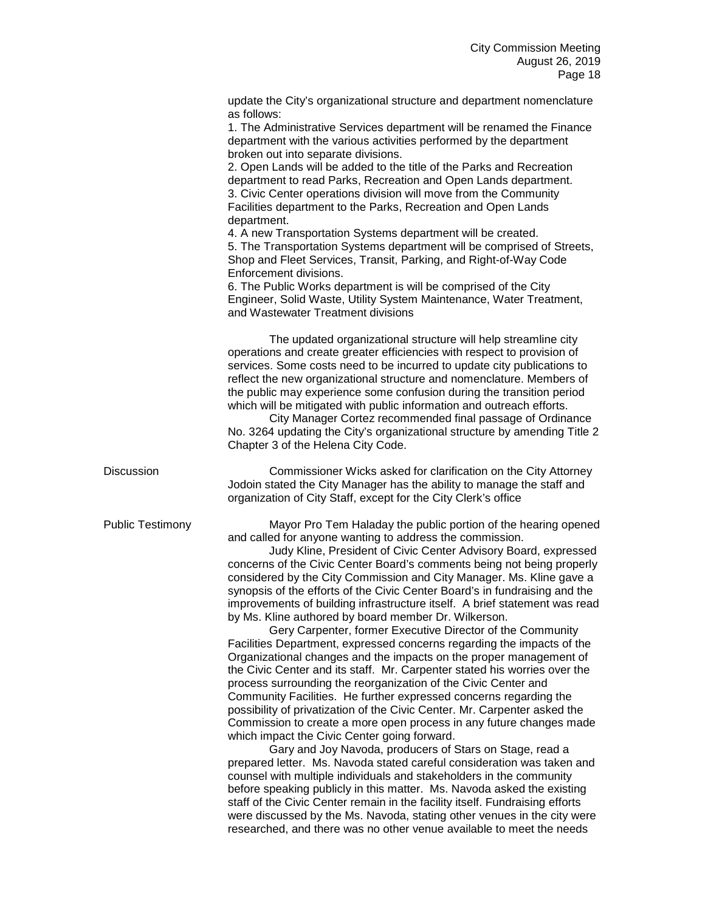update the City's organizational structure and department nomenclature as follows:

1. The Administrative Services department will be renamed the Finance department with the various activities performed by the department broken out into separate divisions.
2. Open Lands will be added to the title of the Parks and Recreation department to read Parks, Recreation and Open Lands department.
3. Civic Center operations division will move from the Community Facilities department to the Parks, Recreation and Open Lands department.
4. A new Transportation Systems department will be created.
5. The Transportation Systems department will be comprised of Streets, Shop and Fleet Services, Transit, Parking, and Right-of-Way Code Enforcement divisions.
6. The Public Works department is will be comprised of the City Engineer, Solid Waste, Utility System Maintenance, Water Treatment, and Wastewater Treatment divisions

The updated organizational structure will help streamline city operations and create greater efficiencies with respect to provision of services. Some costs need to be incurred to update city publications to reflect the new organizational structure and nomenclature. Members of the public may experience some confusion during the transition period which will be mitigated with public information and outreach efforts.

City Manager Cortez recommended final passage of Ordinance No. 3264 updating the City's organizational structure by amending Title 2 Chapter 3 of the Helena City Code.

**Discussion**

Commissioner Wicks asked for clarification on the City Attorney Jodoin stated the City Manager has the ability to manage the staff and organization of City Staff, except for the City Clerk's office

**Public Testimony**

Mayor Pro Tem Haladay the public portion of the hearing opened and called for anyone wanting to address the commission.

Judy Kline, President of Civic Center Advisory Board, expressed concerns of the Civic Center Board's comments being not being properly considered by the City Commission and City Manager. Ms. Kline gave a synopsis of the efforts of the Civic Center Board's in fundraising and the improvements of building infrastructure itself. A brief statement was read by Ms. Kline authored by board member Dr. Wilkerson.

Gery Carpenter, former Executive Director of the Community Facilities Department, expressed concerns regarding the impacts of the Organizational changes and the impacts on the proper management of the Civic Center and its staff. Mr. Carpenter stated his worries over the process surrounding the reorganization of the Civic Center and Community Facilities. He further expressed concerns regarding the possibility of privatization of the Civic Center. Mr. Carpenter asked the Commission to create a more open process in any future changes made which impact the Civic Center going forward.

Gary and Joy Navoda, producers of Stars on Stage, read a prepared letter. Ms. Navoda stated careful consideration was taken and counsel with multiple individuals and stakeholders in the community before speaking publicly in this matter. Ms. Navoda asked the existing staff of the Civic Center remain in the facility itself. Fundraising efforts were discussed by the Ms. Navoda, stating other venues in the city were researched, and there was no other venue available to meet the needs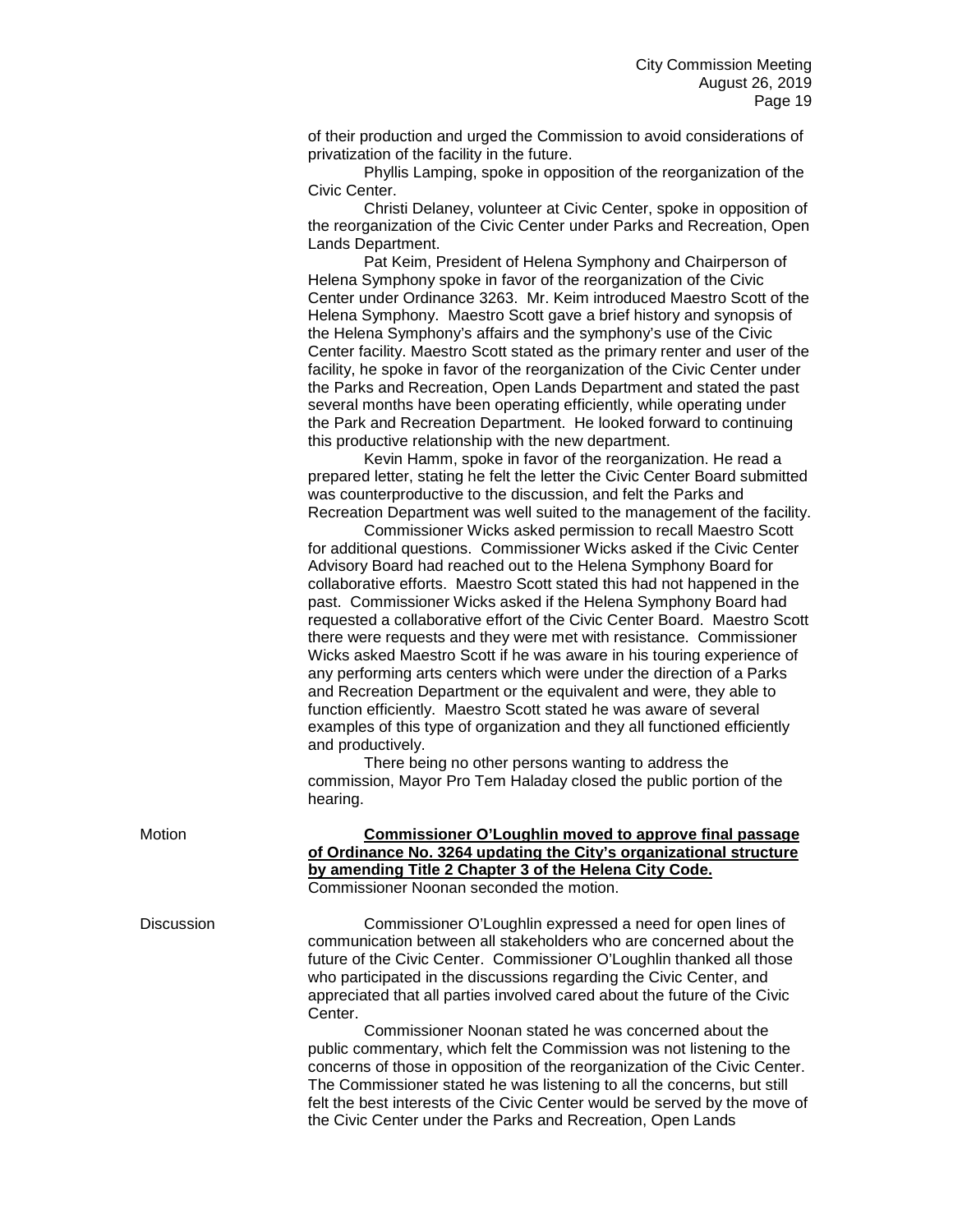of their production and urged the Commission to avoid considerations of privatization of the facility in the future.

Phyllis Lamping, spoke in opposition of the reorganization of the Civic Center.

Christi Delaney, volunteer at Civic Center, spoke in opposition of the reorganization of the Civic Center under Parks and Recreation, Open Lands Department.

Pat Keim, President of Helena Symphony and Chairperson of Helena Symphony spoke in favor of the reorganization of the Civic Center under Ordinance 3263. Mr. Keim introduced Maestro Scott of the Helena Symphony. Maestro Scott gave a brief history and synopsis of the Helena Symphony's affairs and the symphony's use of the Civic Center facility. Maestro Scott stated as the primary renter and user of the facility, he spoke in favor of the reorganization of the Civic Center under the Parks and Recreation, Open Lands Department and stated the past several months have been operating efficiently, while operating under the Park and Recreation Department. He looked forward to continuing this productive relationship with the new department.

Kevin Hamm, spoke in favor of the reorganization. He read a prepared letter, stating he felt the letter the Civic Center Board submitted was counterproductive to the discussion, and felt the Parks and Recreation Department was well suited to the management of the facility.

Commissioner Wicks asked permission to recall Maestro Scott for additional questions. Commissioner Wicks asked if the Civic Center Advisory Board had reached out to the Helena Symphony Board for collaborative efforts. Maestro Scott stated this had not happened in the past. Commissioner Wicks asked if the Helena Symphony Board had requested a collaborative effort of the Civic Center Board. Maestro Scott there were requests and they were met with resistance. Commissioner Wicks asked Maestro Scott if he was aware in his touring experience of any performing arts centers which were under the direction of a Parks and Recreation Department or the equivalent and were, they able to function efficiently. Maestro Scott stated he was aware of several examples of this type of organization and they all functioned efficiently and productively.

There being no other persons wanting to address the commission, Mayor Pro Tem Haladay closed the public portion of the hearing.

Motion

**<u>Commissioner O'Loughlin moved to approve final passage of Ordinance No. 3264 updating the City's organizational structure by amending Title 2 Chapter 3 of the Helena City Code.</u>** Commissioner Noonan seconded the motion.

Discussion

Commissioner O'Loughlin expressed a need for open lines of communication between all stakeholders who are concerned about the future of the Civic Center. Commissioner O'Loughlin thanked all those who participated in the discussions regarding the Civic Center, and appreciated that all parties involved cared about the future of the Civic Center.

Commissioner Noonan stated he was concerned about the public commentary, which felt the Commission was not listening to the concerns of those in opposition of the reorganization of the Civic Center. The Commissioner stated he was listening to all the concerns, but still felt the best interests of the Civic Center would be served by the move of the Civic Center under the Parks and Recreation, Open Lands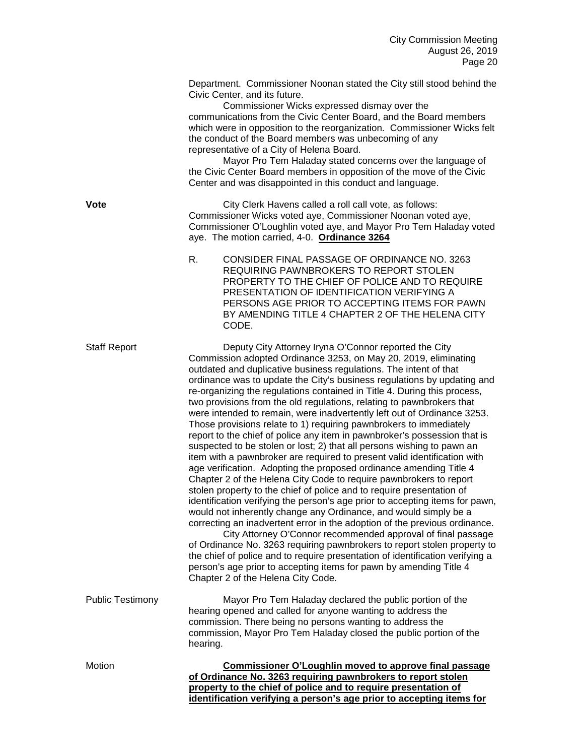Department. Commissioner Noonan stated the City still stood behind the Civic Center, and its future.

Commissioner Wicks expressed dismay over the communications from the Civic Center Board, and the Board members which were in opposition to the reorganization. Commissioner Wicks felt the conduct of the Board members was unbecoming of any representative of a City of Helena Board.

Mayor Pro Tem Haladay stated concerns over the language of the Civic Center Board members in opposition of the move of the Civic Center and was disappointed in this conduct and language.

**Vote**

City Clerk Havens called a roll call vote, as follows: Commissioner Wicks voted aye, Commissioner Noonan voted aye, Commissioner O'Loughlin voted aye, and Mayor Pro Tem Haladay voted aye. The motion carried, 4-0. **Ordinance 3264**

R. CONSIDER FINAL PASSAGE OF ORDINANCE NO. 3263 REQUIRING PAWNBROKERS TO REPORT STOLEN PROPERTY TO THE CHIEF OF POLICE AND TO REQUIRE PRESENTATION OF IDENTIFICATION VERIFYING A PERSONS AGE PRIOR TO ACCEPTING ITEMS FOR PAWN BY AMENDING TITLE 4 CHAPTER 2 OF THE HELENA CITY CODE.

Staff Report

Deputy City Attorney Iryna O'Connor reported the City Commission adopted Ordinance 3253, on May 20, 2019, eliminating outdated and duplicative business regulations. The intent of that ordinance was to update the City's business regulations by updating and re-organizing the regulations contained in Title 4. During this process, two provisions from the old regulations, relating to pawnbrokers that were intended to remain, were inadvertently left out of Ordinance 3253. Those provisions relate to 1) requiring pawnbrokers to immediately report to the chief of police any item in pawnbroker's possession that is suspected to be stolen or lost; 2) that all persons wishing to pawn an item with a pawnbroker are required to present valid identification with age verification. Adopting the proposed ordinance amending Title 4 Chapter 2 of the Helena City Code to require pawnbrokers to report stolen property to the chief of police and to require presentation of identification verifying the person's age prior to accepting items for pawn, would not inherently change any Ordinance, and would simply be a correcting an inadvertent error in the adoption of the previous ordinance.

City Attorney O'Connor recommended approval of final passage of Ordinance No. 3263 requiring pawnbrokers to report stolen property to the chief of police and to require presentation of identification verifying a person's age prior to accepting items for pawn by amending Title 4 Chapter 2 of the Helena City Code.

Public Testimony

Mayor Pro Tem Haladay declared the public portion of the hearing opened and called for anyone wanting to address the commission. There being no persons wanting to address the commission, Mayor Pro Tem Haladay closed the public portion of the hearing.

Motion

**Commissioner O'Loughlin moved to approve final passage of Ordinance No. 3263 requiring pawnbrokers to report stolen property to the chief of police and to require presentation of identification verifying a person's age prior to accepting items for**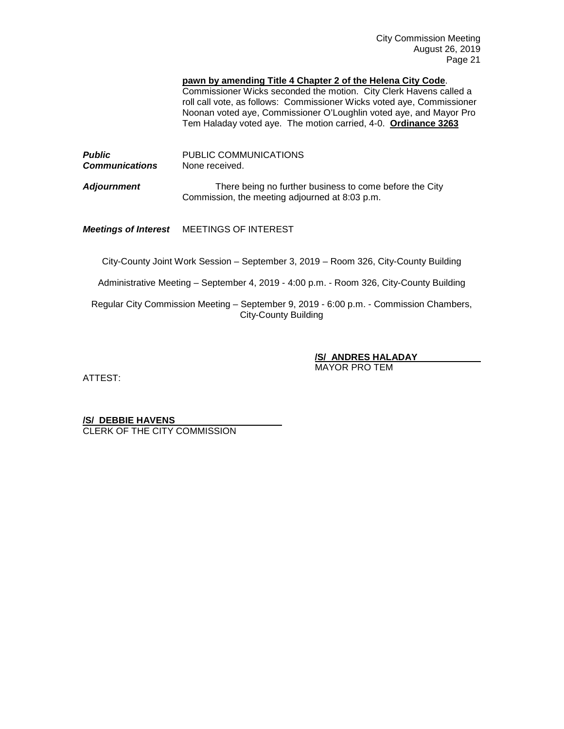**pawn by amending Title 4 Chapter 2 of the Helena City Code**. Commissioner Wicks seconded the motion. City Clerk Havens called a roll call vote, as follows: Commissioner Wicks voted aye, Commissioner Noonan voted aye, Commissioner O'Loughlin voted aye, and Mayor Pro Tem Haladay voted aye. The motion carried, 4-0. **Ordinance 3263**

***Public Communications*** PUBLIC COMMUNICATIONS
None received.

***Adjournment*** There being no further business to come before the City Commission, the meeting adjourned at 8:03 p.m.

***Meetings of Interest*** MEETINGS OF INTEREST

City-County Joint Work Session – September 3, 2019 – Room 326, City-County Building

Administrative Meeting – September 4, 2019 - 4:00 p.m. - Room 326, City-County Building

Regular City Commission Meeting – September 9, 2019 - 6:00 p.m. - Commission Chambers, City-County Building

**/S/ ANDRES HALADAY**
MAYOR PRO TEM

ATTEST:

**/S/ DEBBIE HAVENS**
CLERK OF THE CITY COMMISSION